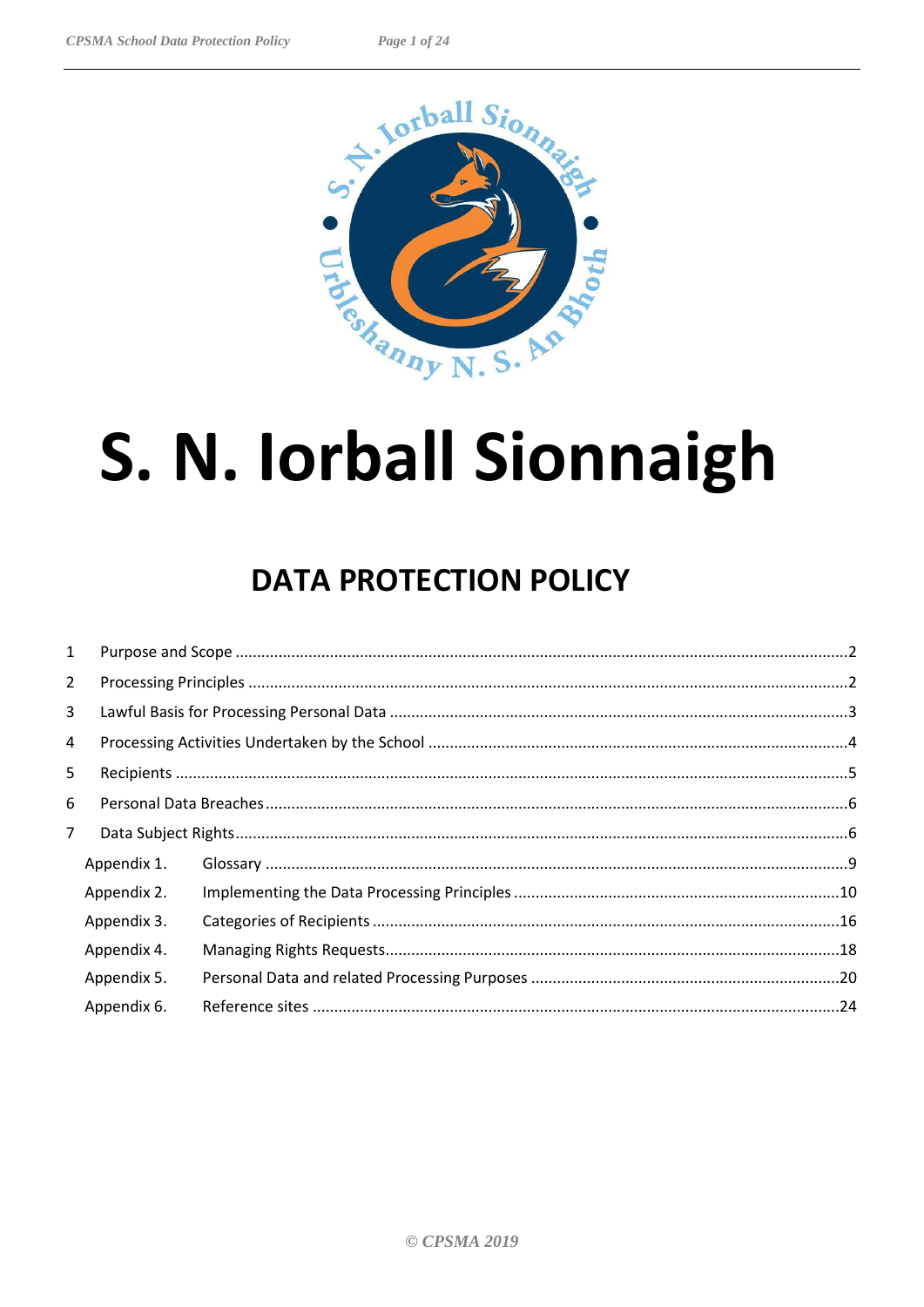# S. N. Iorball Sionnaigh

## DATA PROTECTION POLICY

| | | |
|---|---|---|
| 1 | Purpose and Scope | 2 |
| 2 | Processing Principles | 2 |
| 3 | Lawful Basis for Processing Personal Data | 3 |
| 4 | Processing Activities Undertaken by the School | 4 |
| 5 | Recipients | 5 |
| 6 | Personal Data Breaches | 6 |
| 7 | Data Subject Rights | 6 |
| Appendix 1. | Glossary | 9 |
| Appendix 2. | Implementing the Data Processing Principles | 10 |
| Appendix 3. | Categories of Recipients | 16 |
| Appendix 4. | Managing Rights Requests | 18 |
| Appendix 5. | Personal Data and related Processing Purposes | 20 |
| Appendix 6. | Reference sites | 24 |

© CPSMA 2019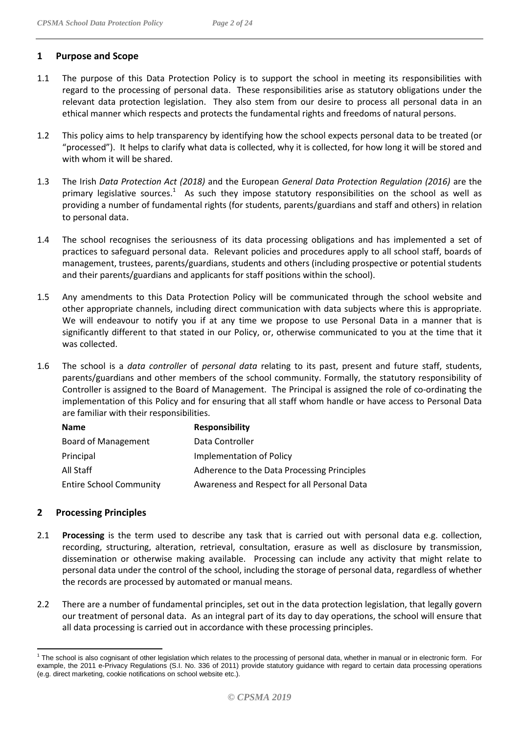## 1 Purpose and Scope

1.1 The purpose of this Data Protection Policy is to support the school in meeting its responsibilities with regard to the processing of personal data. These responsibilities arise as statutory obligations under the relevant data protection legislation. They also stem from our desire to process all personal data in an ethical manner which respects and protects the fundamental rights and freedoms of natural persons.

1.2 This policy aims to help transparency by identifying how the school expects personal data to be treated (or "processed"). It helps to clarify what data is collected, why it is collected, for how long it will be stored and with whom it will be shared.

1.3 The Irish *Data Protection Act (2018)* and the European *General Data Protection Regulation (2016)* are the primary legislative sources.[1] As such they impose statutory responsibilities on the school as well as providing a number of fundamental rights (for students, parents/guardians and staff and others) in relation to personal data.

1.4 The school recognises the seriousness of its data processing obligations and has implemented a set of practices to safeguard personal data. Relevant policies and procedures apply to all school staff, boards of management, trustees, parents/guardians, students and others (including prospective or potential students and their parents/guardians and applicants for staff positions within the school).

1.5 Any amendments to this Data Protection Policy will be communicated through the school website and other appropriate channels, including direct communication with data subjects where this is appropriate. We will endeavour to notify you if at any time we propose to use Personal Data in a manner that is significantly different to that stated in our Policy, or, otherwise communicated to you at the time that it was collected.

1.6 The school is a *data controller* of *personal data* relating to its past, present and future staff, students, parents/guardians and other members of the school community. Formally, the statutory responsibility of Controller is assigned to the Board of Management. The Principal is assigned the role of co-ordinating the implementation of this Policy and for ensuring that all staff whom handle or have access to Personal Data are familiar with their responsibilities.

| Name | Responsibility |
|---|---|
| Board of Management | Data Controller |
| Principal | Implementation of Policy |
| All Staff | Adherence to the Data Processing Principles |
| Entire School Community | Awareness and Respect for all Personal Data |

## 2 Processing Principles

2.1 **Processing** is the term used to describe any task that is carried out with personal data e.g. collection, recording, structuring, alteration, retrieval, consultation, erasure as well as disclosure by transmission, dissemination or otherwise making available. Processing can include any activity that might relate to personal data under the control of the school, including the storage of personal data, regardless of whether the records are processed by automated or manual means.

2.2 There are a number of fundamental principles, set out in the data protection legislation, that legally govern our treatment of personal data. As an integral part of its day to day operations, the school will ensure that all data processing is carried out in accordance with these processing principles.

---

[1] The school is also cognisant of other legislation which relates to the processing of personal data, whether in manual or in electronic form. For example, the 2011 e-Privacy Regulations (S.I. No. 336 of 2011) provide statutory guidance with regard to certain data processing operations (e.g. direct marketing, cookie notifications on school website etc.).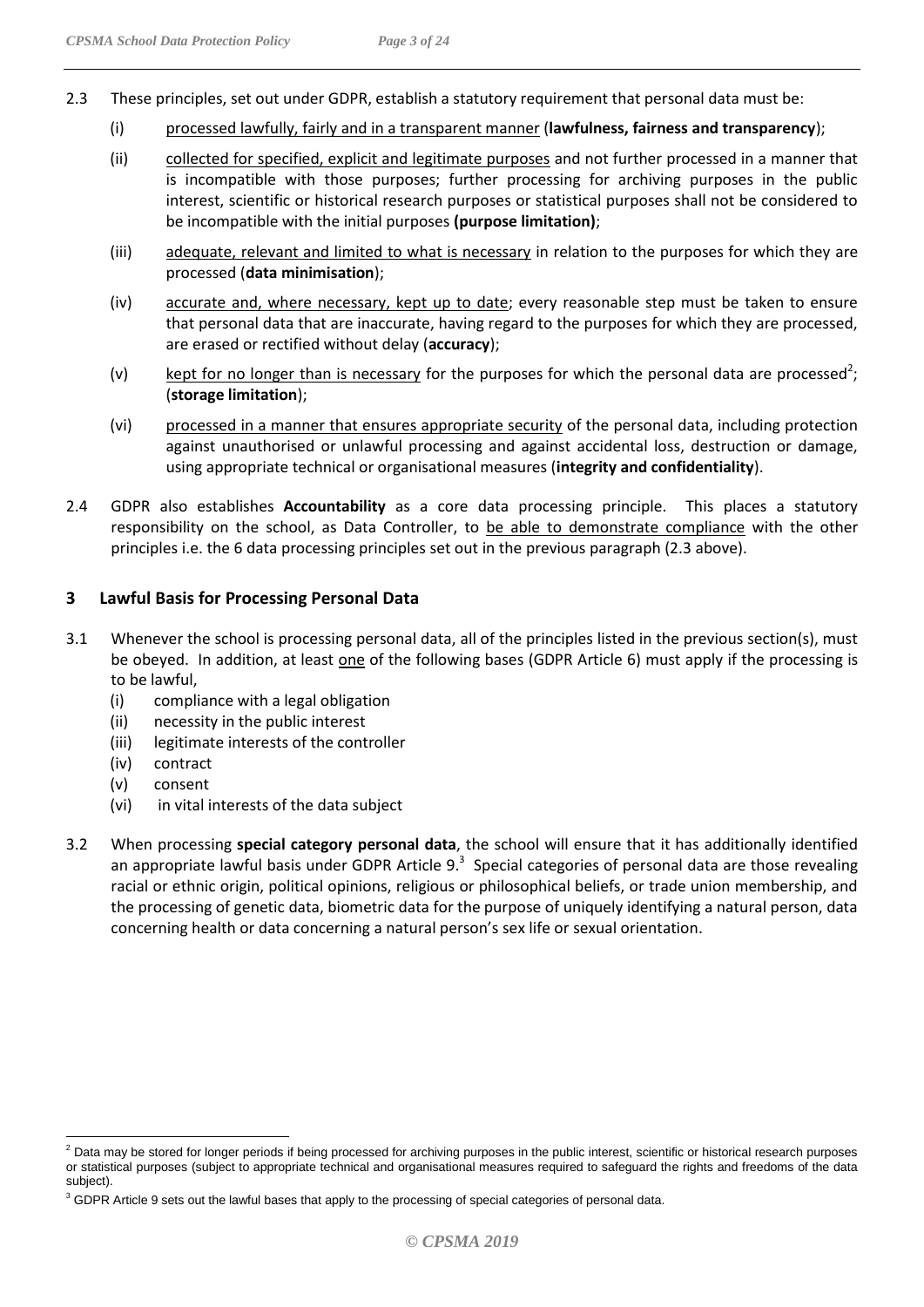2.3 These principles, set out under GDPR, establish a statutory requirement that personal data must be:

(i) processed lawfully, fairly and in a transparent manner (**lawfulness, fairness and transparency**);

(ii) collected for specified, explicit and legitimate purposes and not further processed in a manner that is incompatible with those purposes; further processing for archiving purposes in the public interest, scientific or historical research purposes or statistical purposes shall not be considered to be incompatible with the initial purposes **(purpose limitation)**;

(iii) adequate, relevant and limited to what is necessary in relation to the purposes for which they are processed (**data minimisation**);

(iv) accurate and, where necessary, kept up to date; every reasonable step must be taken to ensure that personal data that are inaccurate, having regard to the purposes for which they are processed, are erased or rectified without delay (**accuracy**);

(v) kept for no longer than is necessary for the purposes for which the personal data are processed[2]; (**storage limitation**);

(vi) processed in a manner that ensures appropriate security of the personal data, including protection against unauthorised or unlawful processing and against accidental loss, destruction or damage, using appropriate technical or organisational measures (**integrity and confidentiality**).

2.4 GDPR also establishes **Accountability** as a core data processing principle. This places a statutory responsibility on the school, as Data Controller, to be able to demonstrate compliance with the other principles i.e. the 6 data processing principles set out in the previous paragraph (2.3 above).

## 3 Lawful Basis for Processing Personal Data

3.1 Whenever the school is processing personal data, all of the principles listed in the previous section(s), must be obeyed. In addition, at least one of the following bases (GDPR Article 6) must apply if the processing is to be lawful,

(i) compliance with a legal obligation
(ii) necessity in the public interest
(iii) legitimate interests of the controller
(iv) contract
(v) consent
(vi) in vital interests of the data subject

3.2 When processing **special category personal data**, the school will ensure that it has additionally identified an appropriate lawful basis under GDPR Article 9.[3] Special categories of personal data are those revealing racial or ethnic origin, political opinions, religious or philosophical beliefs, or trade union membership, and the processing of genetic data, biometric data for the purpose of uniquely identifying a natural person, data concerning health or data concerning a natural person's sex life or sexual orientation.

---

[2] Data may be stored for longer periods if being processed for archiving purposes in the public interest, scientific or historical research purposes or statistical purposes (subject to appropriate technical and organisational measures required to safeguard the rights and freedoms of the data subject).

[3] GDPR Article 9 sets out the lawful bases that apply to the processing of special categories of personal data.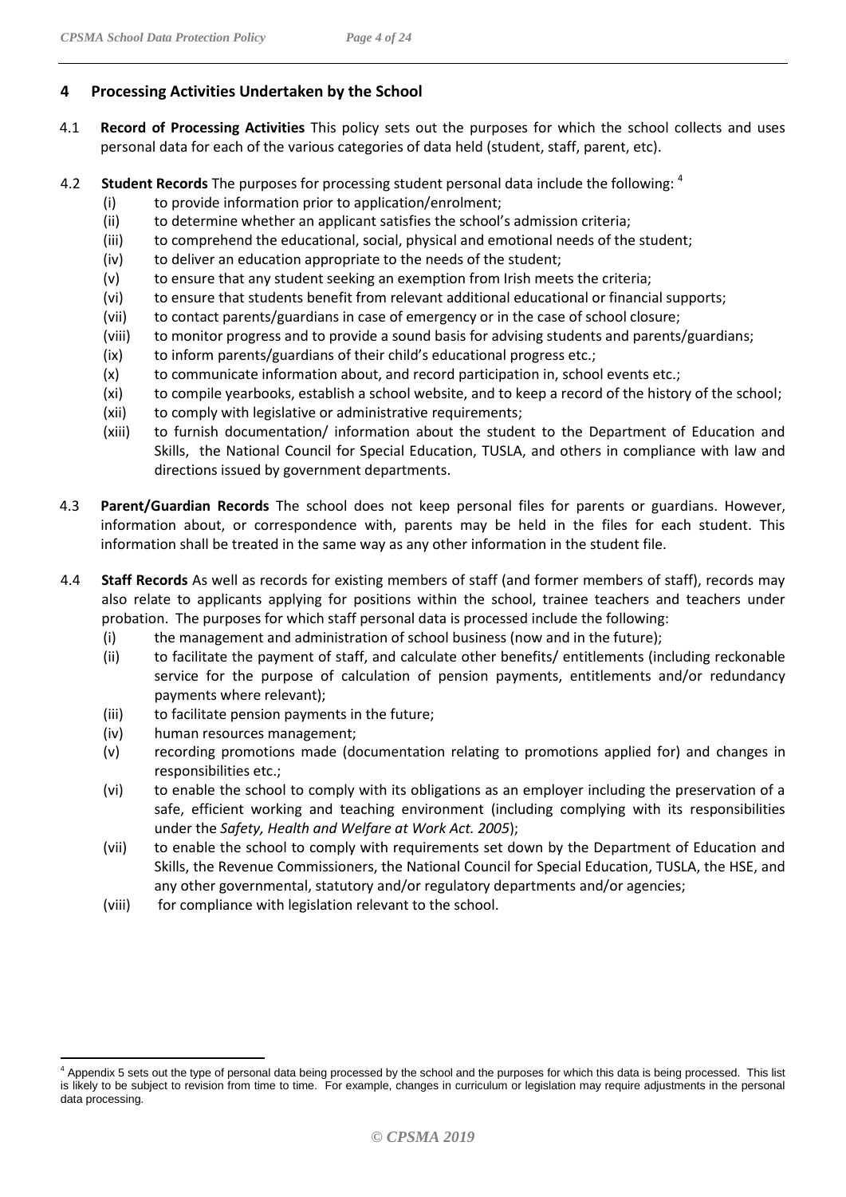## 4 Processing Activities Undertaken by the School

4.1 **Record of Processing Activities** This policy sets out the purposes for which the school collects and uses personal data for each of the various categories of data held (student, staff, parent, etc).

4.2 **Student Records** The purposes for processing student personal data include the following: [4]

- (i) to provide information prior to application/enrolment;
- (ii) to determine whether an applicant satisfies the school's admission criteria;
- (iii) to comprehend the educational, social, physical and emotional needs of the student;
- (iv) to deliver an education appropriate to the needs of the student;
- (v) to ensure that any student seeking an exemption from Irish meets the criteria;
- (vi) to ensure that students benefit from relevant additional educational or financial supports;
- (vii) to contact parents/guardians in case of emergency or in the case of school closure;
- (viii) to monitor progress and to provide a sound basis for advising students and parents/guardians;
- (ix) to inform parents/guardians of their child's educational progress etc.;
- (x) to communicate information about, and record participation in, school events etc.;
- (xi) to compile yearbooks, establish a school website, and to keep a record of the history of the school;
- (xii) to comply with legislative or administrative requirements;
- (xiii) to furnish documentation/ information about the student to the Department of Education and Skills, the National Council for Special Education, TUSLA, and others in compliance with law and directions issued by government departments.

4.3 **Parent/Guardian Records** The school does not keep personal files for parents or guardians. However, information about, or correspondence with, parents may be held in the files for each student. This information shall be treated in the same way as any other information in the student file.

4.4 **Staff Records** As well as records for existing members of staff (and former members of staff), records may also relate to applicants applying for positions within the school, trainee teachers and teachers under probation. The purposes for which staff personal data is processed include the following:

- (i) the management and administration of school business (now and in the future);
- (ii) to facilitate the payment of staff, and calculate other benefits/ entitlements (including reckonable service for the purpose of calculation of pension payments, entitlements and/or redundancy payments where relevant);
- (iii) to facilitate pension payments in the future;
- (iv) human resources management;
- (v) recording promotions made (documentation relating to promotions applied for) and changes in responsibilities etc.;
- (vi) to enable the school to comply with its obligations as an employer including the preservation of a safe, efficient working and teaching environment (including complying with its responsibilities under the *Safety, Health and Welfare at Work Act. 2005*);
- (vii) to enable the school to comply with requirements set down by the Department of Education and Skills, the Revenue Commissioners, the National Council for Special Education, TUSLA, the HSE, and any other governmental, statutory and/or regulatory departments and/or agencies;
- (viii) for compliance with legislation relevant to the school.

---

[4] Appendix 5 sets out the type of personal data being processed by the school and the purposes for which this data is being processed. This list is likely to be subject to revision from time to time. For example, changes in curriculum or legislation may require adjustments in the personal data processing.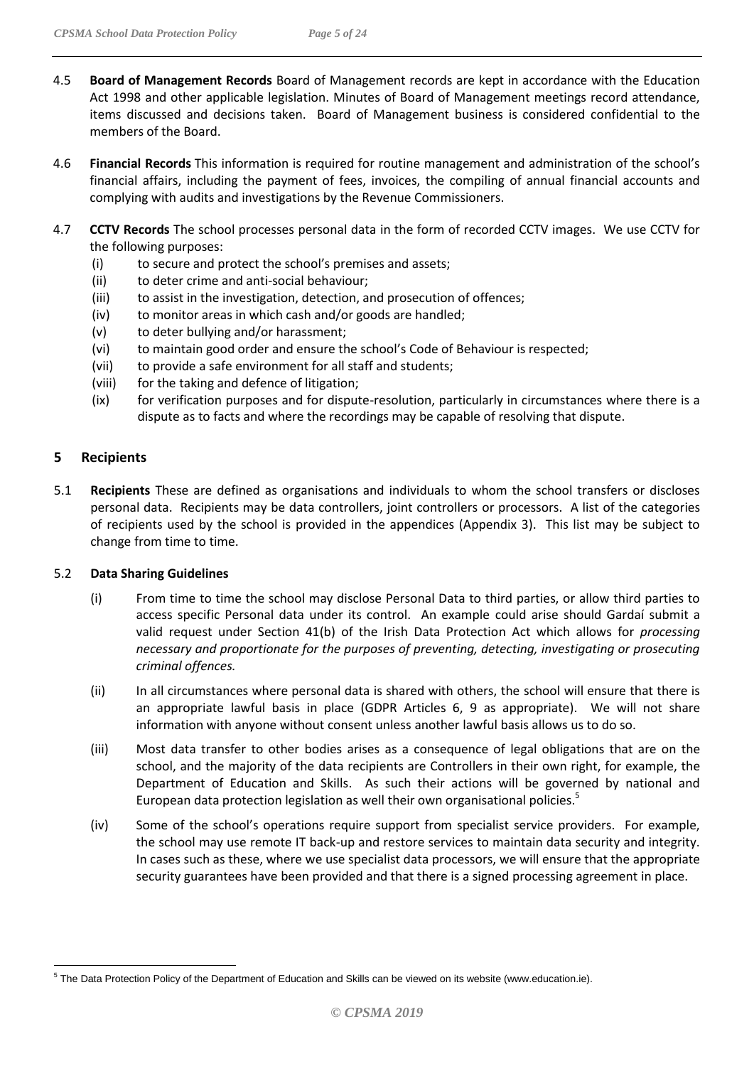4.5 **Board of Management Records** Board of Management records are kept in accordance with the Education Act 1998 and other applicable legislation. Minutes of Board of Management meetings record attendance, items discussed and decisions taken. Board of Management business is considered confidential to the members of the Board.

4.6 **Financial Records** This information is required for routine management and administration of the school's financial affairs, including the payment of fees, invoices, the compiling of annual financial accounts and complying with audits and investigations by the Revenue Commissioners.

4.7 **CCTV Records** The school processes personal data in the form of recorded CCTV images. We use CCTV for the following purposes:

- (i) to secure and protect the school's premises and assets;
- (ii) to deter crime and anti-social behaviour;
- (iii) to assist in the investigation, detection, and prosecution of offences;
- (iv) to monitor areas in which cash and/or goods are handled;
- (v) to deter bullying and/or harassment;
- (vi) to maintain good order and ensure the school's Code of Behaviour is respected;
- (vii) to provide a safe environment for all staff and students;
- (viii) for the taking and defence of litigation;
- (ix) for verification purposes and for dispute-resolution, particularly in circumstances where there is a dispute as to facts and where the recordings may be capable of resolving that dispute.

## 5 Recipients

5.1 **Recipients** These are defined as organisations and individuals to whom the school transfers or discloses personal data. Recipients may be data controllers, joint controllers or processors. A list of the categories of recipients used by the school is provided in the appendices (Appendix 3). This list may be subject to change from time to time.

5.2 **Data Sharing Guidelines**

- (i) From time to time the school may disclose Personal Data to third parties, or allow third parties to access specific Personal data under its control. An example could arise should Gardaí submit a valid request under Section 41(b) of the Irish Data Protection Act which allows for *processing necessary and proportionate for the purposes of preventing, detecting, investigating or prosecuting criminal offences.*
- (ii) In all circumstances where personal data is shared with others, the school will ensure that there is an appropriate lawful basis in place (GDPR Articles 6, 9 as appropriate). We will not share information with anyone without consent unless another lawful basis allows us to do so.
- (iii) Most data transfer to other bodies arises as a consequence of legal obligations that are on the school, and the majority of the data recipients are Controllers in their own right, for example, the Department of Education and Skills. As such their actions will be governed by national and European data protection legislation as well their own organisational policies.[5]
- (iv) Some of the school's operations require support from specialist service providers. For example, the school may use remote IT back-up and restore services to maintain data security and integrity. In cases such as these, where we use specialist data processors, we will ensure that the appropriate security guarantees have been provided and that there is a signed processing agreement in place.

[5] The Data Protection Policy of the Department of Education and Skills can be viewed on its website (www.education.ie).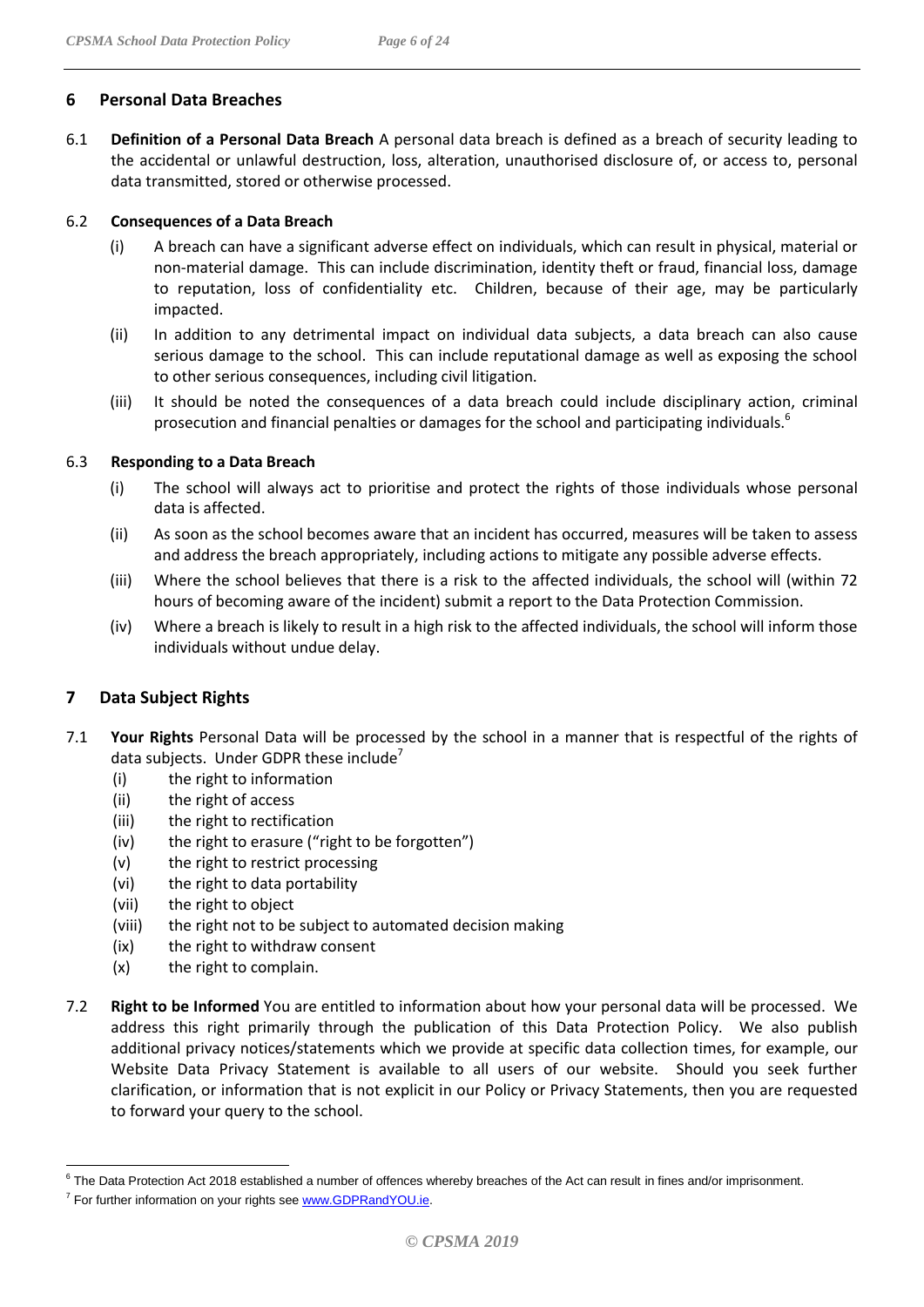## 6 Personal Data Breaches

6.1 **Definition of a Personal Data Breach** A personal data breach is defined as a breach of security leading to the accidental or unlawful destruction, loss, alteration, unauthorised disclosure of, or access to, personal data transmitted, stored or otherwise processed.

6.2 **Consequences of a Data Breach**

(i) A breach can have a significant adverse effect on individuals, which can result in physical, material or non-material damage. This can include discrimination, identity theft or fraud, financial loss, damage to reputation, loss of confidentiality etc. Children, because of their age, may be particularly impacted.

(ii) In addition to any detrimental impact on individual data subjects, a data breach can also cause serious damage to the school. This can include reputational damage as well as exposing the school to other serious consequences, including civil litigation.

(iii) It should be noted the consequences of a data breach could include disciplinary action, criminal prosecution and financial penalties or damages for the school and participating individuals.[6]

6.3 **Responding to a Data Breach**

(i) The school will always act to prioritise and protect the rights of those individuals whose personal data is affected.

(ii) As soon as the school becomes aware that an incident has occurred, measures will be taken to assess and address the breach appropriately, including actions to mitigate any possible adverse effects.

(iii) Where the school believes that there is a risk to the affected individuals, the school will (within 72 hours of becoming aware of the incident) submit a report to the Data Protection Commission.

(iv) Where a breach is likely to result in a high risk to the affected individuals, the school will inform those individuals without undue delay.

## 7 Data Subject Rights

7.1 **Your Rights** Personal Data will be processed by the school in a manner that is respectful of the rights of data subjects. Under GDPR these include[7]

(i) the right to information
(ii) the right of access
(iii) the right to rectification
(iv) the right to erasure ("right to be forgotten")
(v) the right to restrict processing
(vi) the right to data portability
(vii) the right to object
(viii) the right not to be subject to automated decision making
(ix) the right to withdraw consent
(x) the right to complain.

7.2 **Right to be Informed** You are entitled to information about how your personal data will be processed. We address this right primarily through the publication of this Data Protection Policy. We also publish additional privacy notices/statements which we provide at specific data collection times, for example, our Website Data Privacy Statement is available to all users of our website. Should you seek further clarification, or information that is not explicit in our Policy or Privacy Statements, then you are requested to forward your query to the school.

---

[6] The Data Protection Act 2018 established a number of offences whereby breaches of the Act can result in fines and/or imprisonment.

[7] For further information on your rights see www.GDPRandYOU.ie.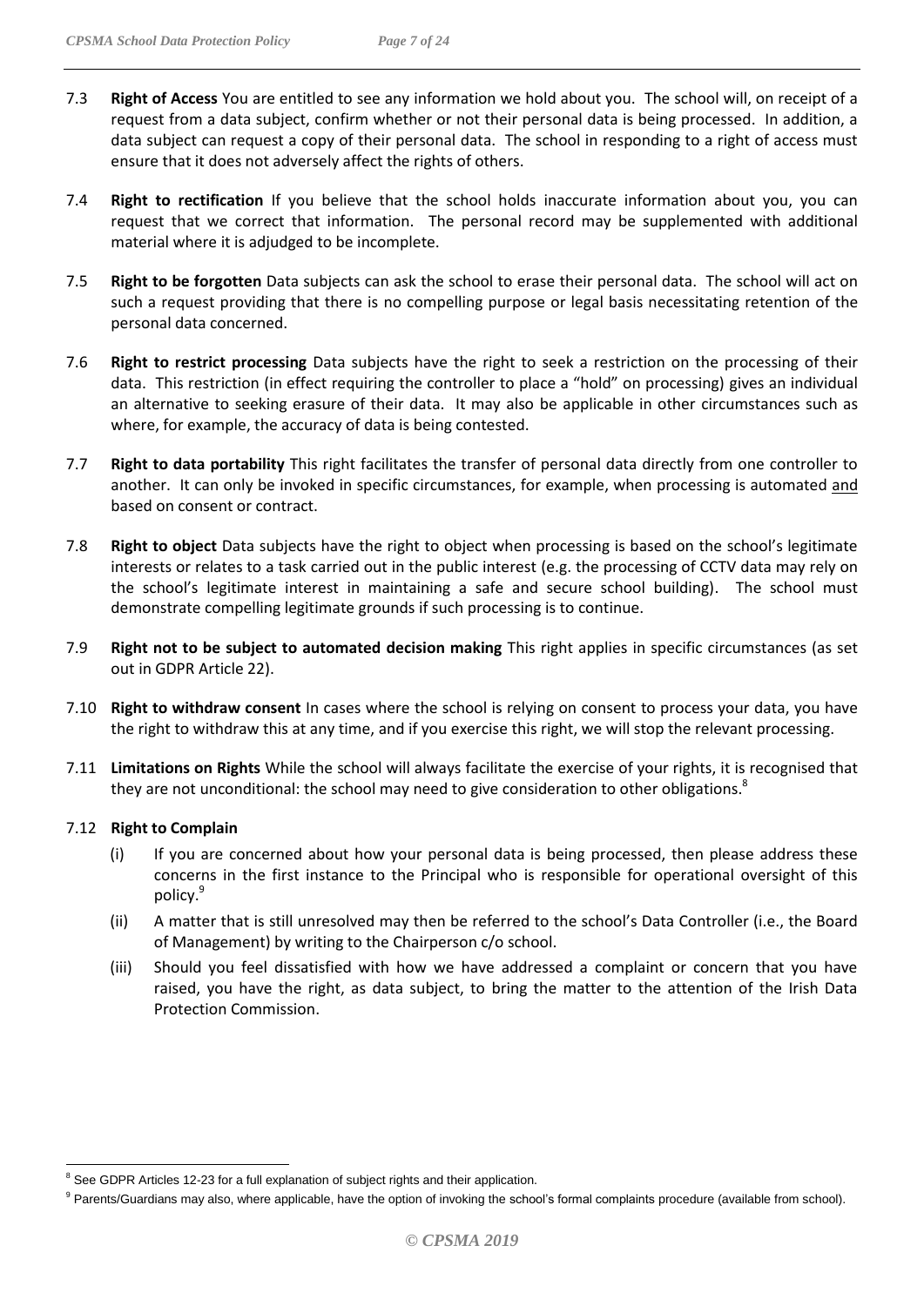7.3 **Right of Access** You are entitled to see any information we hold about you. The school will, on receipt of a request from a data subject, confirm whether or not their personal data is being processed. In addition, a data subject can request a copy of their personal data. The school in responding to a right of access must ensure that it does not adversely affect the rights of others.

7.4 **Right to rectification** If you believe that the school holds inaccurate information about you, you can request that we correct that information. The personal record may be supplemented with additional material where it is adjudged to be incomplete.

7.5 **Right to be forgotten** Data subjects can ask the school to erase their personal data. The school will act on such a request providing that there is no compelling purpose or legal basis necessitating retention of the personal data concerned.

7.6 **Right to restrict processing** Data subjects have the right to seek a restriction on the processing of their data. This restriction (in effect requiring the controller to place a "hold" on processing) gives an individual an alternative to seeking erasure of their data. It may also be applicable in other circumstances such as where, for example, the accuracy of data is being contested.

7.7 **Right to data portability** This right facilitates the transfer of personal data directly from one controller to another. It can only be invoked in specific circumstances, for example, when processing is automated <u>and</u> based on consent or contract.

7.8 **Right to object** Data subjects have the right to object when processing is based on the school's legitimate interests or relates to a task carried out in the public interest (e.g. the processing of CCTV data may rely on the school's legitimate interest in maintaining a safe and secure school building). The school must demonstrate compelling legitimate grounds if such processing is to continue.

7.9 **Right not to be subject to automated decision making** This right applies in specific circumstances (as set out in GDPR Article 22).

7.10 **Right to withdraw consent** In cases where the school is relying on consent to process your data, you have the right to withdraw this at any time, and if you exercise this right, we will stop the relevant processing.

7.11 **Limitations on Rights** While the school will always facilitate the exercise of your rights, it is recognised that they are not unconditional: the school may need to give consideration to other obligations.[8]

7.12 **Right to Complain**

- (i) If you are concerned about how your personal data is being processed, then please address these concerns in the first instance to the Principal who is responsible for operational oversight of this policy.[9]
- (ii) A matter that is still unresolved may then be referred to the school's Data Controller (i.e., the Board of Management) by writing to the Chairperson c/o school.
- (iii) Should you feel dissatisfied with how we have addressed a complaint or concern that you have raised, you have the right, as data subject, to bring the matter to the attention of the Irish Data Protection Commission.

---

[8] See GDPR Articles 12-23 for a full explanation of subject rights and their application.

[9] Parents/Guardians may also, where applicable, have the option of invoking the school's formal complaints procedure (available from school).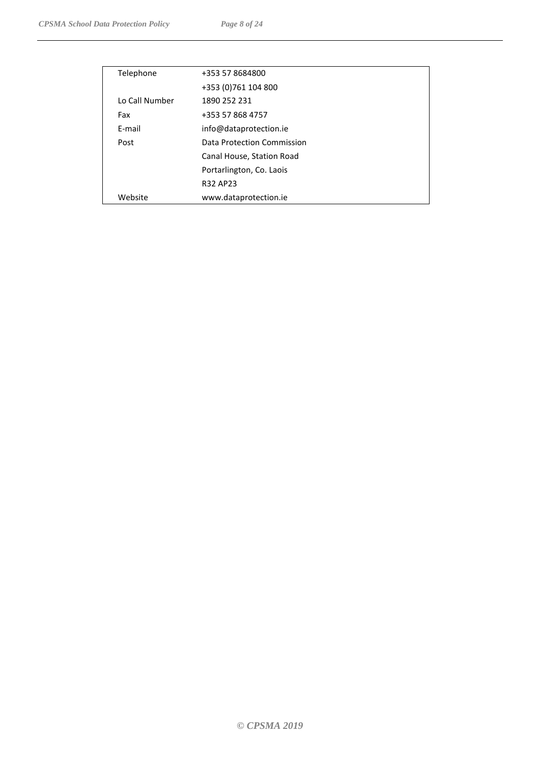| | |
|---|---|
| Telephone | +353 57 8684800 |
| | +353 (0)761 104 800 |
| Lo Call Number | 1890 252 231 |
| Fax | +353 57 868 4757 |
| E-mail | info@dataprotection.ie |
| Post | Data Protection Commission |
| | Canal House, Station Road |
| | Portarlington, Co. Laois |
| | R32 AP23 |
| Website | www.dataprotection.ie |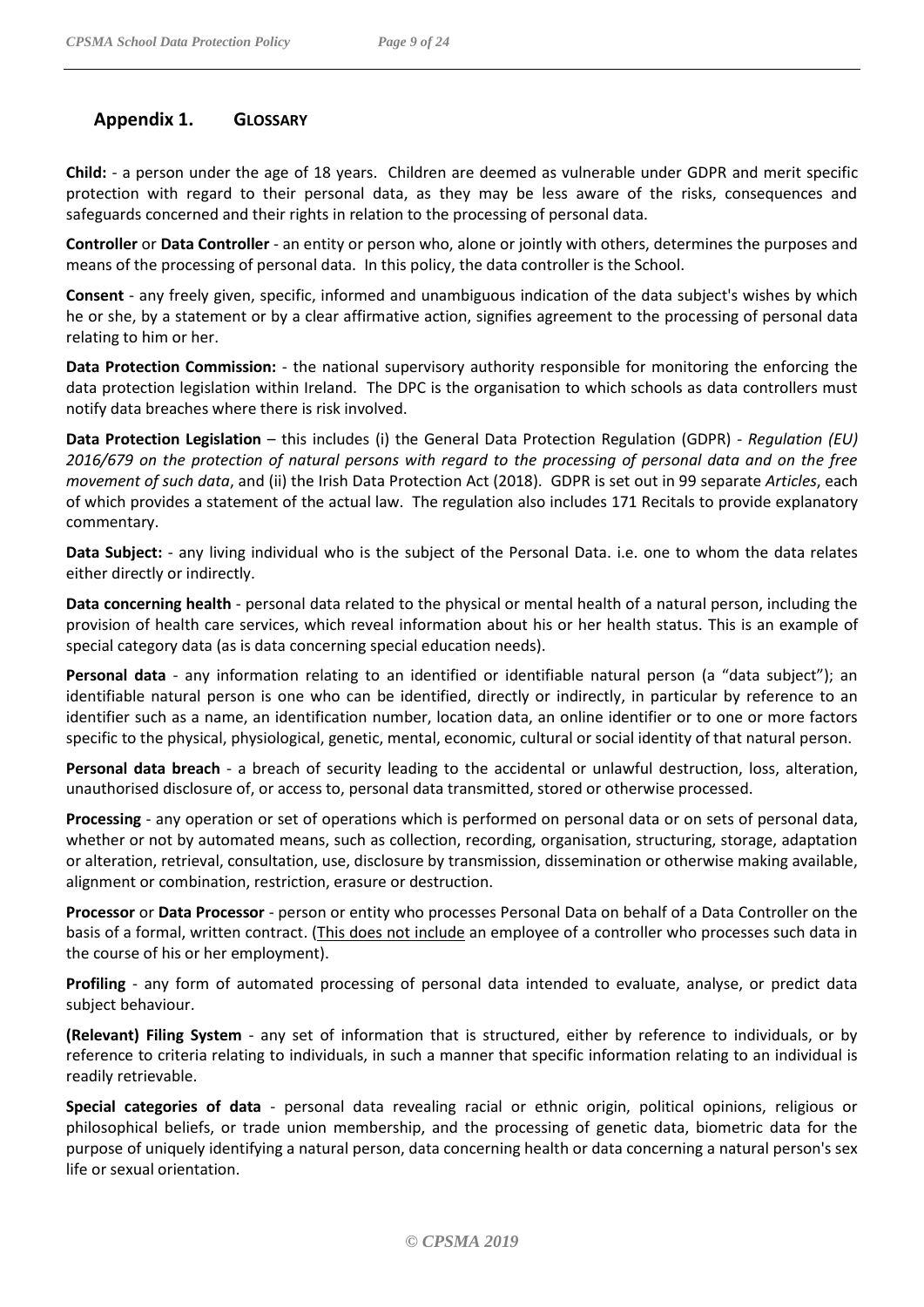## Appendix 1. GLOSSARY

**Child:** - a person under the age of 18 years. Children are deemed as vulnerable under GDPR and merit specific protection with regard to their personal data, as they may be less aware of the risks, consequences and safeguards concerned and their rights in relation to the processing of personal data.

**Controller** or **Data Controller** - an entity or person who, alone or jointly with others, determines the purposes and means of the processing of personal data. In this policy, the data controller is the School.

**Consent** - any freely given, specific, informed and unambiguous indication of the data subject's wishes by which he or she, by a statement or by a clear affirmative action, signifies agreement to the processing of personal data relating to him or her.

**Data Protection Commission:** - the national supervisory authority responsible for monitoring the enforcing the data protection legislation within Ireland. The DPC is the organisation to which schools as data controllers must notify data breaches where there is risk involved.

**Data Protection Legislation** – this includes (i) the General Data Protection Regulation (GDPR) - *Regulation (EU) 2016/679 on the protection of natural persons with regard to the processing of personal data and on the free movement of such data*, and (ii) the Irish Data Protection Act (2018). GDPR is set out in 99 separate *Articles*, each of which provides a statement of the actual law. The regulation also includes 171 Recitals to provide explanatory commentary.

**Data Subject:** - any living individual who is the subject of the Personal Data. i.e. one to whom the data relates either directly or indirectly.

**Data concerning health** - personal data related to the physical or mental health of a natural person, including the provision of health care services, which reveal information about his or her health status. This is an example of special category data (as is data concerning special education needs).

**Personal data** - any information relating to an identified or identifiable natural person (a "data subject"); an identifiable natural person is one who can be identified, directly or indirectly, in particular by reference to an identifier such as a name, an identification number, location data, an online identifier or to one or more factors specific to the physical, physiological, genetic, mental, economic, cultural or social identity of that natural person.

**Personal data breach** - a breach of security leading to the accidental or unlawful destruction, loss, alteration, unauthorised disclosure of, or access to, personal data transmitted, stored or otherwise processed.

**Processing** - any operation or set of operations which is performed on personal data or on sets of personal data, whether or not by automated means, such as collection, recording, organisation, structuring, storage, adaptation or alteration, retrieval, consultation, use, disclosure by transmission, dissemination or otherwise making available, alignment or combination, restriction, erasure or destruction.

**Processor** or **Data Processor** - person or entity who processes Personal Data on behalf of a Data Controller on the basis of a formal, written contract. (This does not include an employee of a controller who processes such data in the course of his or her employment).

**Profiling** - any form of automated processing of personal data intended to evaluate, analyse, or predict data subject behaviour.

**(Relevant) Filing System** - any set of information that is structured, either by reference to individuals, or by reference to criteria relating to individuals, in such a manner that specific information relating to an individual is readily retrievable.

**Special categories of data** - personal data revealing racial or ethnic origin, political opinions, religious or philosophical beliefs, or trade union membership, and the processing of genetic data, biometric data for the purpose of uniquely identifying a natural person, data concerning health or data concerning a natural person's sex life or sexual orientation.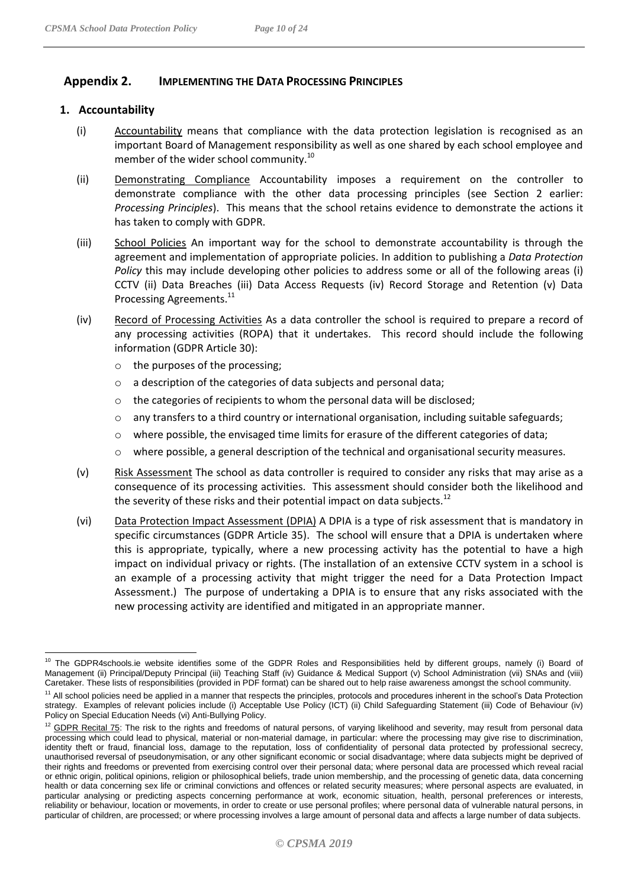## Appendix 2. IMPLEMENTING THE DATA PROCESSING PRINCIPLES

### 1. Accountability

(i) Accountability means that compliance with the data protection legislation is recognised as an important Board of Management responsibility as well as one shared by each school employee and member of the wider school community.[10]

(ii) Demonstrating Compliance Accountability imposes a requirement on the controller to demonstrate compliance with the other data processing principles (see Section 2 earlier: *Processing Principles*). This means that the school retains evidence to demonstrate the actions it has taken to comply with GDPR.

(iii) School Policies An important way for the school to demonstrate accountability is through the agreement and implementation of appropriate policies. In addition to publishing a *Data Protection Policy* this may include developing other policies to address some or all of the following areas (i) CCTV (ii) Data Breaches (iii) Data Access Requests (iv) Record Storage and Retention (v) Data Processing Agreements.[11]

(iv) Record of Processing Activities As a data controller the school is required to prepare a record of any processing activities (ROPA) that it undertakes. This record should include the following information (GDPR Article 30):

- the purposes of the processing;
- a description of the categories of data subjects and personal data;
- the categories of recipients to whom the personal data will be disclosed;
- any transfers to a third country or international organisation, including suitable safeguards;
- where possible, the envisaged time limits for erasure of the different categories of data;
- where possible, a general description of the technical and organisational security measures.

(v) Risk Assessment The school as data controller is required to consider any risks that may arise as a consequence of its processing activities. This assessment should consider both the likelihood and the severity of these risks and their potential impact on data subjects.[12]

(vi) Data Protection Impact Assessment (DPIA) A DPIA is a type of risk assessment that is mandatory in specific circumstances (GDPR Article 35). The school will ensure that a DPIA is undertaken where this is appropriate, typically, where a new processing activity has the potential to have a high impact on individual privacy or rights. (The installation of an extensive CCTV system in a school is an example of a processing activity that might trigger the need for a Data Protection Impact Assessment.) The purpose of undertaking a DPIA is to ensure that any risks associated with the new processing activity are identified and mitigated in an appropriate manner.

---

[10] The GDPR4schools.ie website identifies some of the GDPR Roles and Responsibilities held by different groups, namely (i) Board of Management (ii) Principal/Deputy Principal (iii) Teaching Staff (iv) Guidance & Medical Support (v) School Administration (vii) SNAs and (viii) Caretaker. These lists of responsibilities (provided in PDF format) can be shared out to help raise awareness amongst the school community.

[11] All school policies need be applied in a manner that respects the principles, protocols and procedures inherent in the school's Data Protection strategy. Examples of relevant policies include (i) Acceptable Use Policy (ICT) (ii) Child Safeguarding Statement (iii) Code of Behaviour (iv) Policy on Special Education Needs (vi) Anti-Bullying Policy.

[12] GDPR Recital 75: The risk to the rights and freedoms of natural persons, of varying likelihood and severity, may result from personal data processing which could lead to physical, material or non-material damage, in particular: where the processing may give rise to discrimination, identity theft or fraud, financial loss, damage to the reputation, loss of confidentiality of personal data protected by professional secrecy, unauthorised reversal of pseudonymisation, or any other significant economic or social disadvantage; where data subjects might be deprived of their rights and freedoms or prevented from exercising control over their personal data; where personal data are processed which reveal racial or ethnic origin, political opinions, religion or philosophical beliefs, trade union membership, and the processing of genetic data, data concerning health or data concerning sex life or criminal convictions and offences or related security measures; where personal aspects are evaluated, in particular analysing or predicting aspects concerning performance at work, economic situation, health, personal preferences or interests, reliability or behaviour, location or movements, in order to create or use personal profiles; where personal data of vulnerable natural persons, in particular of children, are processed; or where processing involves a large amount of personal data and affects a large number of data subjects.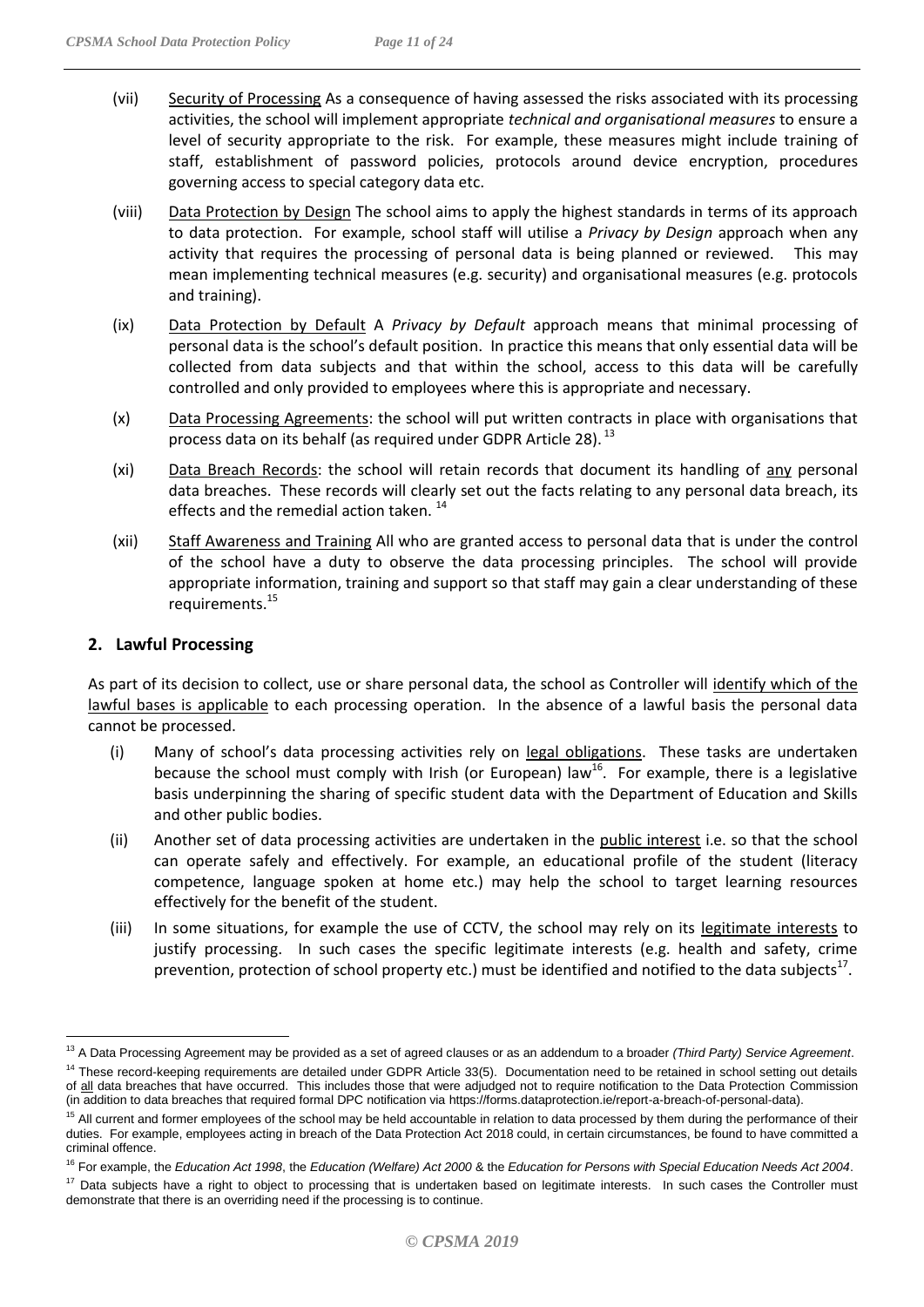(vii) Security of Processing As a consequence of having assessed the risks associated with its processing activities, the school will implement appropriate *technical and organisational measures* to ensure a level of security appropriate to the risk. For example, these measures might include training of staff, establishment of password policies, protocols around device encryption, procedures governing access to special category data etc.

(viii) Data Protection by Design The school aims to apply the highest standards in terms of its approach to data protection. For example, school staff will utilise a *Privacy by Design* approach when any activity that requires the processing of personal data is being planned or reviewed. This may mean implementing technical measures (e.g. security) and organisational measures (e.g. protocols and training).

(ix) Data Protection by Default A *Privacy by Default* approach means that minimal processing of personal data is the school's default position. In practice this means that only essential data will be collected from data subjects and that within the school, access to this data will be carefully controlled and only provided to employees where this is appropriate and necessary.

(x) Data Processing Agreements: the school will put written contracts in place with organisations that process data on its behalf (as required under GDPR Article 28). [13]

(xi) Data Breach Records: the school will retain records that document its handling of any personal data breaches. These records will clearly set out the facts relating to any personal data breach, its effects and the remedial action taken. [14]

(xii) Staff Awareness and Training All who are granted access to personal data that is under the control of the school have a duty to observe the data processing principles. The school will provide appropriate information, training and support so that staff may gain a clear understanding of these requirements.[15]

## 2. Lawful Processing

As part of its decision to collect, use or share personal data, the school as Controller will identify which of the lawful bases is applicable to each processing operation. In the absence of a lawful basis the personal data cannot be processed.

(i) Many of school's data processing activities rely on legal obligations. These tasks are undertaken because the school must comply with Irish (or European) law[16]. For example, there is a legislative basis underpinning the sharing of specific student data with the Department of Education and Skills and other public bodies.

(ii) Another set of data processing activities are undertaken in the public interest i.e. so that the school can operate safely and effectively. For example, an educational profile of the student (literacy competence, language spoken at home etc.) may help the school to target learning resources effectively for the benefit of the student.

(iii) In some situations, for example the use of CCTV, the school may rely on its legitimate interests to justify processing. In such cases the specific legitimate interests (e.g. health and safety, crime prevention, protection of school property etc.) must be identified and notified to the data subjects[17].

---

[13] A Data Processing Agreement may be provided as a set of agreed clauses or as an addendum to a broader *(Third Party) Service Agreement*.

[14] These record-keeping requirements are detailed under GDPR Article 33(5). Documentation need to be retained in school setting out details of all data breaches that have occurred. This includes those that were adjudged not to require notification to the Data Protection Commission (in addition to data breaches that required formal DPC notification via https://forms.dataprotection.ie/report-a-breach-of-personal-data).

[15] All current and former employees of the school may be held accountable in relation to data processed by them during the performance of their duties. For example, employees acting in breach of the Data Protection Act 2018 could, in certain circumstances, be found to have committed a criminal offence.

[16] For example, the *Education Act 1998*, the *Education (Welfare) Act 2000* & the *Education for Persons with Special Education Needs Act 2004*.

[17] Data subjects have a right to object to processing that is undertaken based on legitimate interests. In such cases the Controller must demonstrate that there is an overriding need if the processing is to continue.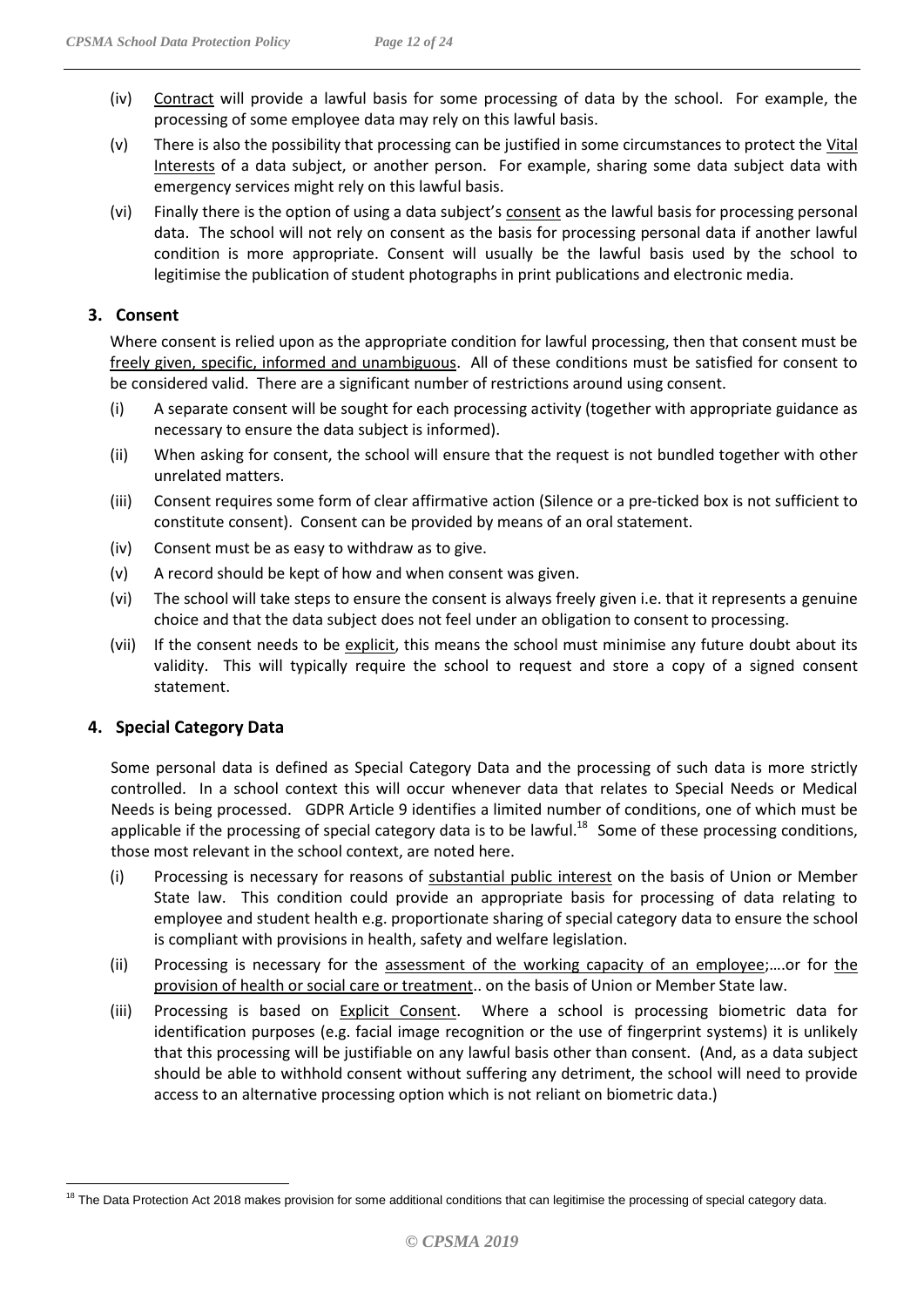(iv) Contract will provide a lawful basis for some processing of data by the school. For example, the processing of some employee data may rely on this lawful basis.

(v) There is also the possibility that processing can be justified in some circumstances to protect the Vital Interests of a data subject, or another person. For example, sharing some data subject data with emergency services might rely on this lawful basis.

(vi) Finally there is the option of using a data subject's consent as the lawful basis for processing personal data. The school will not rely on consent as the basis for processing personal data if another lawful condition is more appropriate. Consent will usually be the lawful basis used by the school to legitimise the publication of student photographs in print publications and electronic media.

## 3. Consent

Where consent is relied upon as the appropriate condition for lawful processing, then that consent must be freely given, specific, informed and unambiguous. All of these conditions must be satisfied for consent to be considered valid. There are a significant number of restrictions around using consent.

(i) A separate consent will be sought for each processing activity (together with appropriate guidance as necessary to ensure the data subject is informed).

(ii) When asking for consent, the school will ensure that the request is not bundled together with other unrelated matters.

(iii) Consent requires some form of clear affirmative action (Silence or a pre-ticked box is not sufficient to constitute consent). Consent can be provided by means of an oral statement.

(iv) Consent must be as easy to withdraw as to give.

(v) A record should be kept of how and when consent was given.

(vi) The school will take steps to ensure the consent is always freely given i.e. that it represents a genuine choice and that the data subject does not feel under an obligation to consent to processing.

(vii) If the consent needs to be explicit, this means the school must minimise any future doubt about its validity. This will typically require the school to request and store a copy of a signed consent statement.

## 4. Special Category Data

Some personal data is defined as Special Category Data and the processing of such data is more strictly controlled. In a school context this will occur whenever data that relates to Special Needs or Medical Needs is being processed. GDPR Article 9 identifies a limited number of conditions, one of which must be applicable if the processing of special category data is to be lawful.[18] Some of these processing conditions, those most relevant in the school context, are noted here.

(i) Processing is necessary for reasons of substantial public interest on the basis of Union or Member State law. This condition could provide an appropriate basis for processing of data relating to employee and student health e.g. proportionate sharing of special category data to ensure the school is compliant with provisions in health, safety and welfare legislation.

(ii) Processing is necessary for the assessment of the working capacity of an employee;….or for the provision of health or social care or treatment.. on the basis of Union or Member State law.

(iii) Processing is based on Explicit Consent. Where a school is processing biometric data for identification purposes (e.g. facial image recognition or the use of fingerprint systems) it is unlikely that this processing will be justifiable on any lawful basis other than consent. (And, as a data subject should be able to withhold consent without suffering any detriment, the school will need to provide access to an alternative processing option which is not reliant on biometric data.)

---

[18] The Data Protection Act 2018 makes provision for some additional conditions that can legitimise the processing of special category data.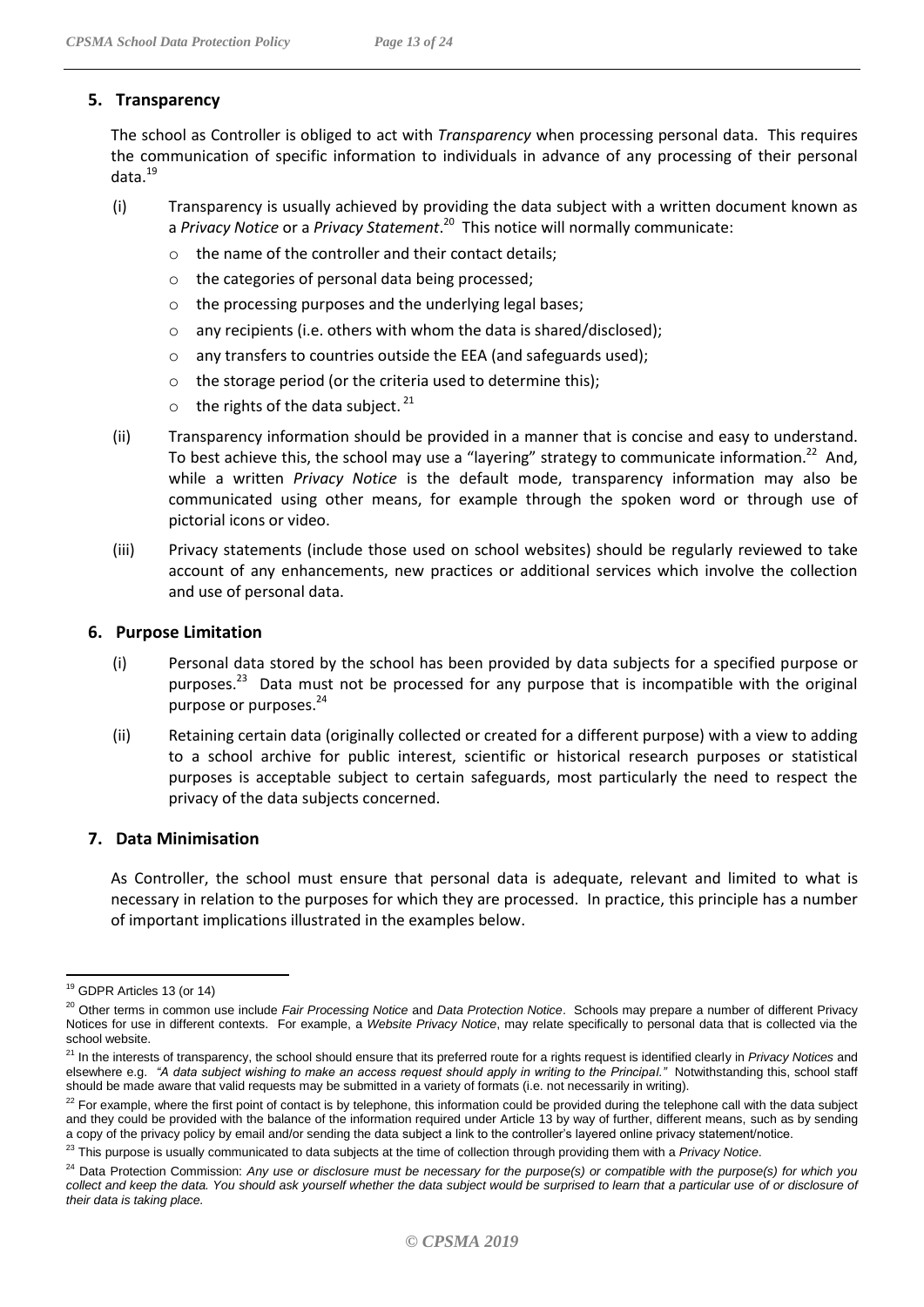## 5. Transparency

The school as Controller is obliged to act with *Transparency* when processing personal data. This requires the communication of specific information to individuals in advance of any processing of their personal data.[19]

(i) Transparency is usually achieved by providing the data subject with a written document known as a *Privacy Notice* or a *Privacy Statement*.[20] This notice will normally communicate:

- the name of the controller and their contact details;
- the categories of personal data being processed;
- the processing purposes and the underlying legal bases;
- any recipients (i.e. others with whom the data is shared/disclosed);
- any transfers to countries outside the EEA (and safeguards used);
- the storage period (or the criteria used to determine this);
- the rights of the data subject.[21]

(ii) Transparency information should be provided in a manner that is concise and easy to understand. To best achieve this, the school may use a "layering" strategy to communicate information.[22] And, while a written *Privacy Notice* is the default mode, transparency information may also be communicated using other means, for example through the spoken word or through use of pictorial icons or video.

(iii) Privacy statements (include those used on school websites) should be regularly reviewed to take account of any enhancements, new practices or additional services which involve the collection and use of personal data.

## 6. Purpose Limitation

(i) Personal data stored by the school has been provided by data subjects for a specified purpose or purposes.[23] Data must not be processed for any purpose that is incompatible with the original purpose or purposes.[24]

(ii) Retaining certain data (originally collected or created for a different purpose) with a view to adding to a school archive for public interest, scientific or historical research purposes or statistical purposes is acceptable subject to certain safeguards, most particularly the need to respect the privacy of the data subjects concerned.

## 7. Data Minimisation

As Controller, the school must ensure that personal data is adequate, relevant and limited to what is necessary in relation to the purposes for which they are processed. In practice, this principle has a number of important implications illustrated in the examples below.

---

[19] GDPR Articles 13 (or 14)

[20] Other terms in common use include *Fair Processing Notice* and *Data Protection Notice*. Schools may prepare a number of different Privacy Notices for use in different contexts. For example, a *Website Privacy Notice*, may relate specifically to personal data that is collected via the school website.

[21] In the interests of transparency, the school should ensure that its preferred route for a rights request is identified clearly in *Privacy Notices* and elsewhere e.g. *"A data subject wishing to make an access request should apply in writing to the Principal."* Notwithstanding this, school staff should be made aware that valid requests may be submitted in a variety of formats (i.e. not necessarily in writing).

[22] For example, where the first point of contact is by telephone, this information could be provided during the telephone call with the data subject and they could be provided with the balance of the information required under Article 13 by way of further, different means, such as by sending a copy of the privacy policy by email and/or sending the data subject a link to the controller's layered online privacy statement/notice.

[23] This purpose is usually communicated to data subjects at the time of collection through providing them with a *Privacy Notice*.

[24] Data Protection Commission: *Any use or disclosure must be necessary for the purpose(s) or compatible with the purpose(s) for which you collect and keep the data. You should ask yourself whether the data subject would be surprised to learn that a particular use of or disclosure of their data is taking place.*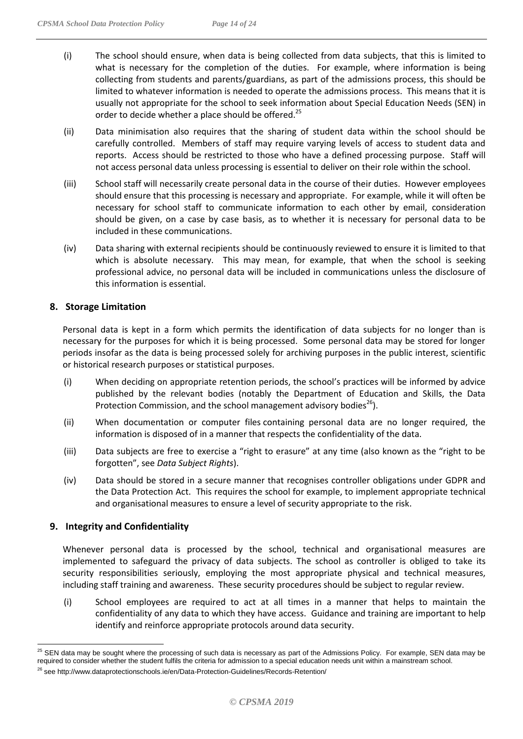(i) The school should ensure, when data is being collected from data subjects, that this is limited to what is necessary for the completion of the duties. For example, where information is being collecting from students and parents/guardians, as part of the admissions process, this should be limited to whatever information is needed to operate the admissions process. This means that it is usually not appropriate for the school to seek information about Special Education Needs (SEN) in order to decide whether a place should be offered.[25]

(ii) Data minimisation also requires that the sharing of student data within the school should be carefully controlled. Members of staff may require varying levels of access to student data and reports. Access should be restricted to those who have a defined processing purpose. Staff will not access personal data unless processing is essential to deliver on their role within the school.

(iii) School staff will necessarily create personal data in the course of their duties. However employees should ensure that this processing is necessary and appropriate. For example, while it will often be necessary for school staff to communicate information to each other by email, consideration should be given, on a case by case basis, as to whether it is necessary for personal data to be included in these communications.

(iv) Data sharing with external recipients should be continuously reviewed to ensure it is limited to that which is absolute necessary. This may mean, for example, that when the school is seeking professional advice, no personal data will be included in communications unless the disclosure of this information is essential.

## 8. Storage Limitation

Personal data is kept in a form which permits the identification of data subjects for no longer than is necessary for the purposes for which it is being processed. Some personal data may be stored for longer periods insofar as the data is being processed solely for archiving purposes in the public interest, scientific or historical research purposes or statistical purposes.

(i) When deciding on appropriate retention periods, the school's practices will be informed by advice published by the relevant bodies (notably the Department of Education and Skills, the Data Protection Commission, and the school management advisory bodies[26]).

(ii) When documentation or computer files containing personal data are no longer required, the information is disposed of in a manner that respects the confidentiality of the data.

(iii) Data subjects are free to exercise a "right to erasure" at any time (also known as the "right to be forgotten", see *Data Subject Rights*).

(iv) Data should be stored in a secure manner that recognises controller obligations under GDPR and the Data Protection Act. This requires the school for example, to implement appropriate technical and organisational measures to ensure a level of security appropriate to the risk.

## 9. Integrity and Confidentiality

Whenever personal data is processed by the school, technical and organisational measures are implemented to safeguard the privacy of data subjects. The school as controller is obliged to take its security responsibilities seriously, employing the most appropriate physical and technical measures, including staff training and awareness. These security procedures should be subject to regular review.

(i) School employees are required to act at all times in a manner that helps to maintain the confidentiality of any data to which they have access. Guidance and training are important to help identify and reinforce appropriate protocols around data security.

---

[25] SEN data may be sought where the processing of such data is necessary as part of the Admissions Policy. For example, SEN data may be required to consider whether the student fulfils the criteria for admission to a special education needs unit within a mainstream school.

[26] see http://www.dataprotectionschools.ie/en/Data-Protection-Guidelines/Records-Retention/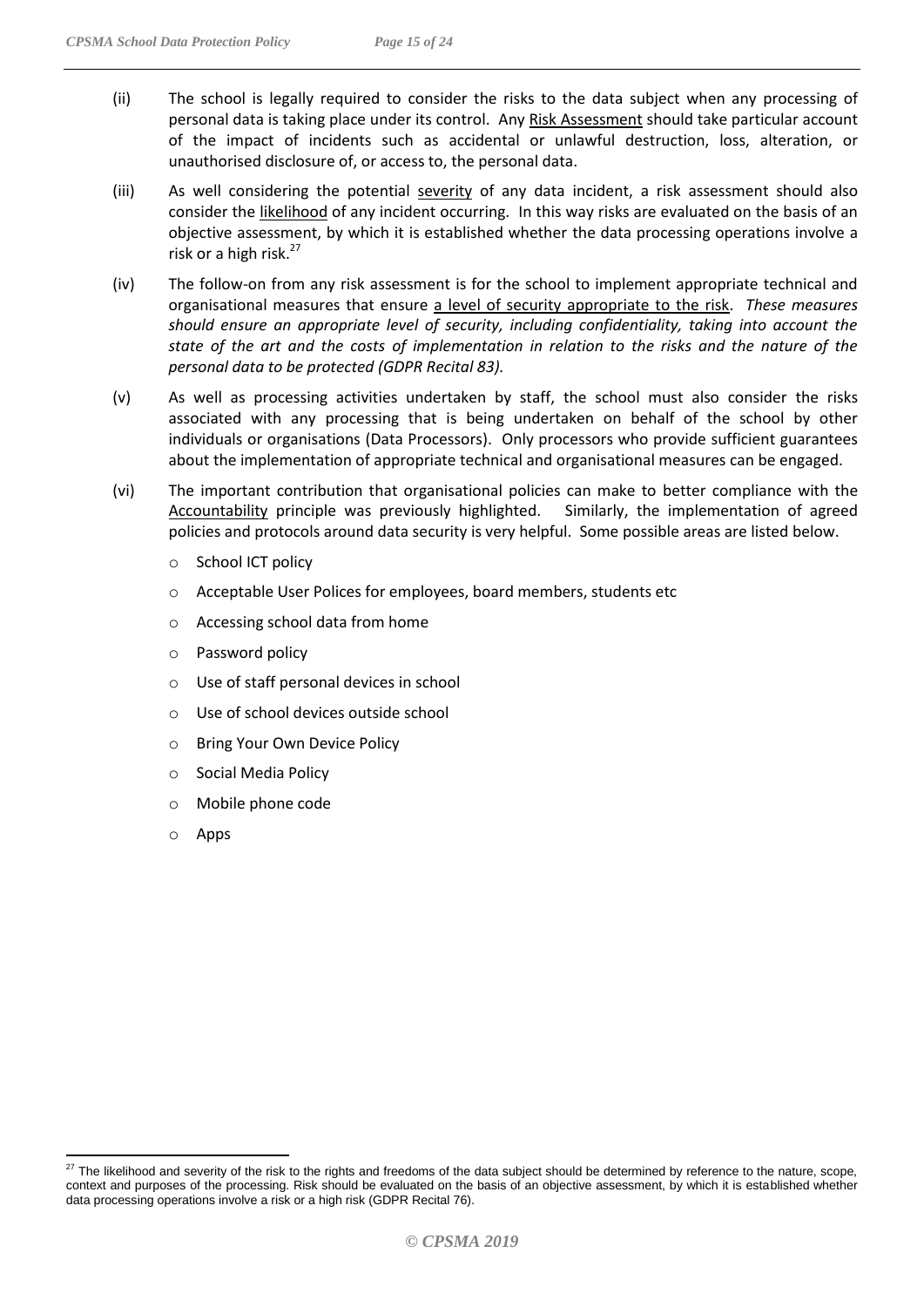(ii) The school is legally required to consider the risks to the data subject when any processing of personal data is taking place under its control. Any Risk Assessment should take particular account of the impact of incidents such as accidental or unlawful destruction, loss, alteration, or unauthorised disclosure of, or access to, the personal data.

(iii) As well considering the potential severity of any data incident, a risk assessment should also consider the likelihood of any incident occurring. In this way risks are evaluated on the basis of an objective assessment, by which it is established whether the data processing operations involve a risk or a high risk.[27]

(iv) The follow-on from any risk assessment is for the school to implement appropriate technical and organisational measures that ensure a level of security appropriate to the risk. *These measures should ensure an appropriate level of security, including confidentiality, taking into account the state of the art and the costs of implementation in relation to the risks and the nature of the personal data to be protected (GDPR Recital 83).*

(v) As well as processing activities undertaken by staff, the school must also consider the risks associated with any processing that is being undertaken on behalf of the school by other individuals or organisations (Data Processors). Only processors who provide sufficient guarantees about the implementation of appropriate technical and organisational measures can be engaged.

(vi) The important contribution that organisational policies can make to better compliance with the Accountability principle was previously highlighted. Similarly, the implementation of agreed policies and protocols around data security is very helpful. Some possible areas are listed below.

- School ICT policy
- Acceptable User Polices for employees, board members, students etc
- Accessing school data from home
- Password policy
- Use of staff personal devices in school
- Use of school devices outside school
- Bring Your Own Device Policy
- Social Media Policy
- Mobile phone code
- Apps

[27] The likelihood and severity of the risk to the rights and freedoms of the data subject should be determined by reference to the nature, scope, context and purposes of the processing. Risk should be evaluated on the basis of an objective assessment, by which it is established whether data processing operations involve a risk or a high risk (GDPR Recital 76).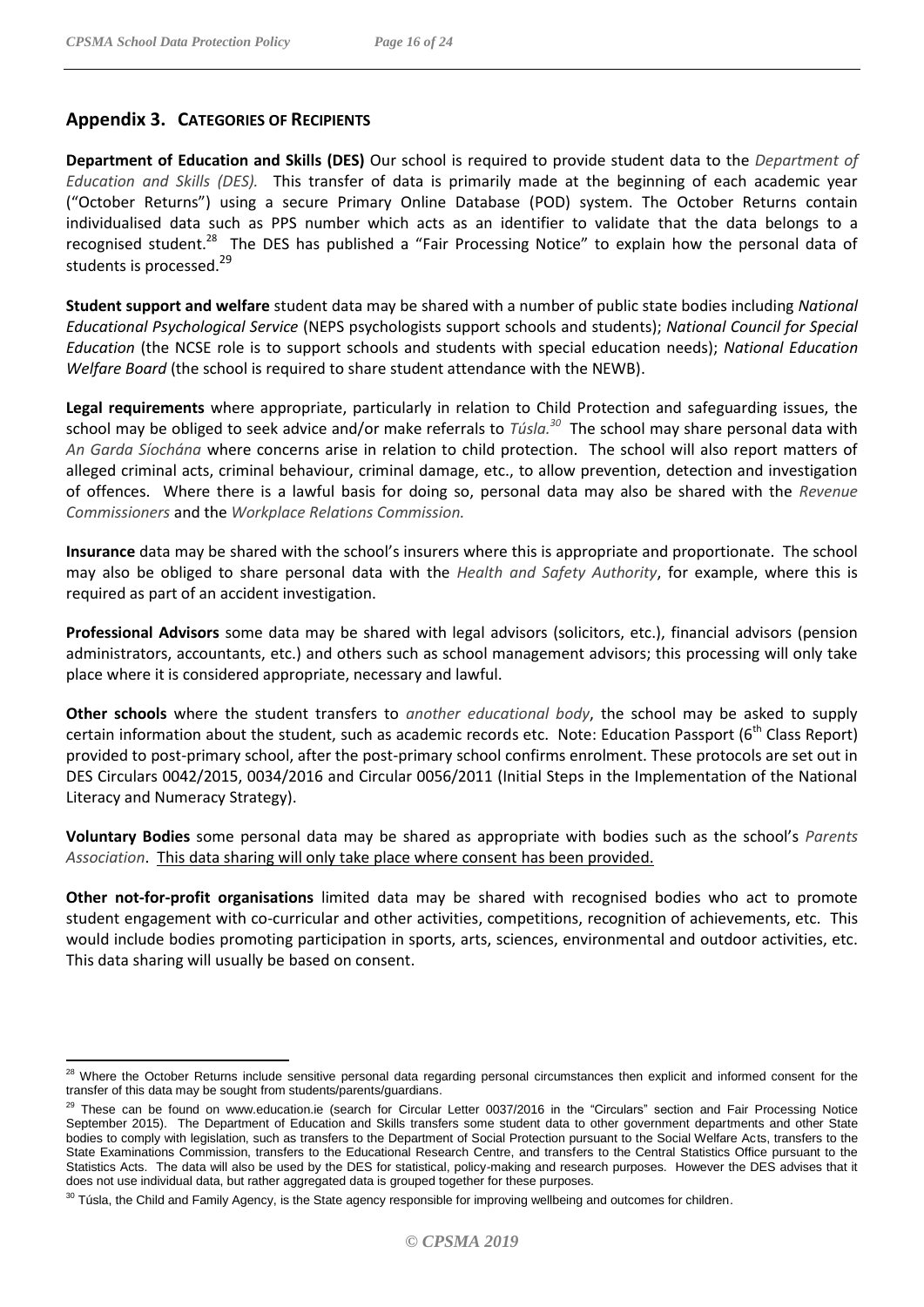## Appendix 3. CATEGORIES OF RECIPIENTS

**Department of Education and Skills (DES)** Our school is required to provide student data to the *Department of Education and Skills (DES).* This transfer of data is primarily made at the beginning of each academic year ("October Returns") using a secure Primary Online Database (POD) system. The October Returns contain individualised data such as PPS number which acts as an identifier to validate that the data belongs to a recognised student.[28] The DES has published a "Fair Processing Notice" to explain how the personal data of students is processed.[29]

**Student support and welfare** student data may be shared with a number of public state bodies including *National Educational Psychological Service* (NEPS psychologists support schools and students); *National Council for Special Education* (the NCSE role is to support schools and students with special education needs); *National Education Welfare Board* (the school is required to share student attendance with the NEWB).

**Legal requirements** where appropriate, particularly in relation to Child Protection and safeguarding issues, the school may be obliged to seek advice and/or make referrals to *Túsla.*[30] The school may share personal data with *An Garda Síochána* where concerns arise in relation to child protection. The school will also report matters of alleged criminal acts, criminal behaviour, criminal damage, etc., to allow prevention, detection and investigation of offences. Where there is a lawful basis for doing so, personal data may also be shared with the *Revenue Commissioners* and the *Workplace Relations Commission.*

**Insurance** data may be shared with the school's insurers where this is appropriate and proportionate. The school may also be obliged to share personal data with the *Health and Safety Authority*, for example, where this is required as part of an accident investigation.

**Professional Advisors** some data may be shared with legal advisors (solicitors, etc.), financial advisors (pension administrators, accountants, etc.) and others such as school management advisors; this processing will only take place where it is considered appropriate, necessary and lawful.

**Other schools** where the student transfers to *another educational body*, the school may be asked to supply certain information about the student, such as academic records etc. Note: Education Passport (6th Class Report) provided to post-primary school, after the post-primary school confirms enrolment. These protocols are set out in DES Circulars 0042/2015, 0034/2016 and Circular 0056/2011 (Initial Steps in the Implementation of the National Literacy and Numeracy Strategy).

**Voluntary Bodies** some personal data may be shared as appropriate with bodies such as the school's *Parents Association*. <u>This data sharing will only take place where consent has been provided.</u>

**Other not-for-profit organisations** limited data may be shared with recognised bodies who act to promote student engagement with co-curricular and other activities, competitions, recognition of achievements, etc. This would include bodies promoting participation in sports, arts, sciences, environmental and outdoor activities, etc. This data sharing will usually be based on consent.

---

[28] Where the October Returns include sensitive personal data regarding personal circumstances then explicit and informed consent for the transfer of this data may be sought from students/parents/guardians.

[29] These can be found on www.education.ie (search for Circular Letter 0037/2016 in the "Circulars" section and Fair Processing Notice September 2015). The Department of Education and Skills transfers some student data to other government departments and other State bodies to comply with legislation, such as transfers to the Department of Social Protection pursuant to the Social Welfare Acts, transfers to the State Examinations Commission, transfers to the Educational Research Centre, and transfers to the Central Statistics Office pursuant to the Statistics Acts. The data will also be used by the DES for statistical, policy-making and research purposes. However the DES advises that it does not use individual data, but rather aggregated data is grouped together for these purposes.

[30] Túsla, the Child and Family Agency, is the State agency responsible for improving wellbeing and outcomes for children.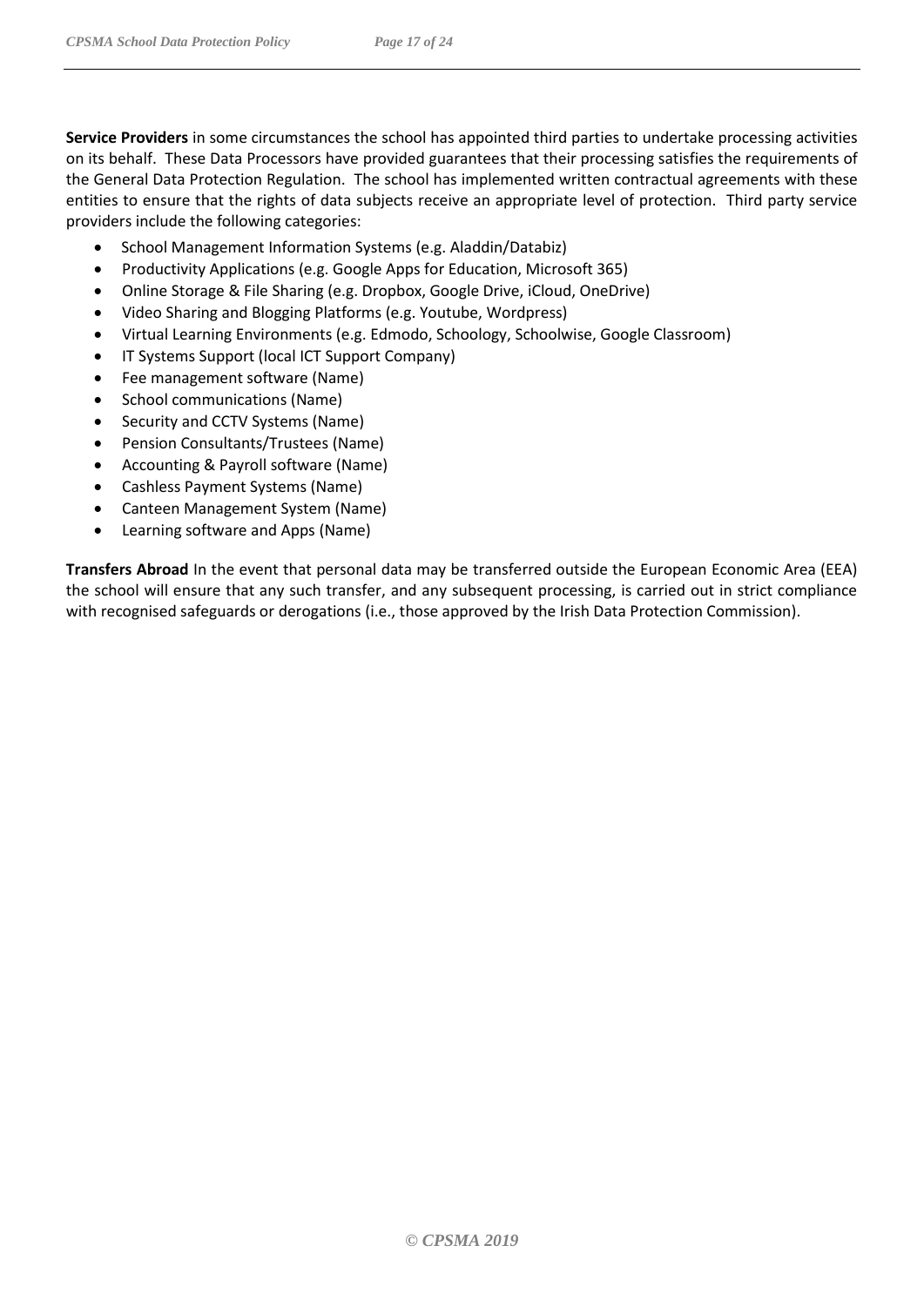**Service Providers** in some circumstances the school has appointed third parties to undertake processing activities on its behalf. These Data Processors have provided guarantees that their processing satisfies the requirements of the General Data Protection Regulation. The school has implemented written contractual agreements with these entities to ensure that the rights of data subjects receive an appropriate level of protection. Third party service providers include the following categories:

- School Management Information Systems (e.g. Aladdin/Databiz)
- Productivity Applications (e.g. Google Apps for Education, Microsoft 365)
- Online Storage & File Sharing (e.g. Dropbox, Google Drive, iCloud, OneDrive)
- Video Sharing and Blogging Platforms (e.g. Youtube, Wordpress)
- Virtual Learning Environments (e.g. Edmodo, Schoology, Schoolwise, Google Classroom)
- IT Systems Support (local ICT Support Company)
- Fee management software (Name)
- School communications (Name)
- Security and CCTV Systems (Name)
- Pension Consultants/Trustees (Name)
- Accounting & Payroll software (Name)
- Cashless Payment Systems (Name)
- Canteen Management System (Name)
- Learning software and Apps (Name)

**Transfers Abroad** In the event that personal data may be transferred outside the European Economic Area (EEA) the school will ensure that any such transfer, and any subsequent processing, is carried out in strict compliance with recognised safeguards or derogations (i.e., those approved by the Irish Data Protection Commission).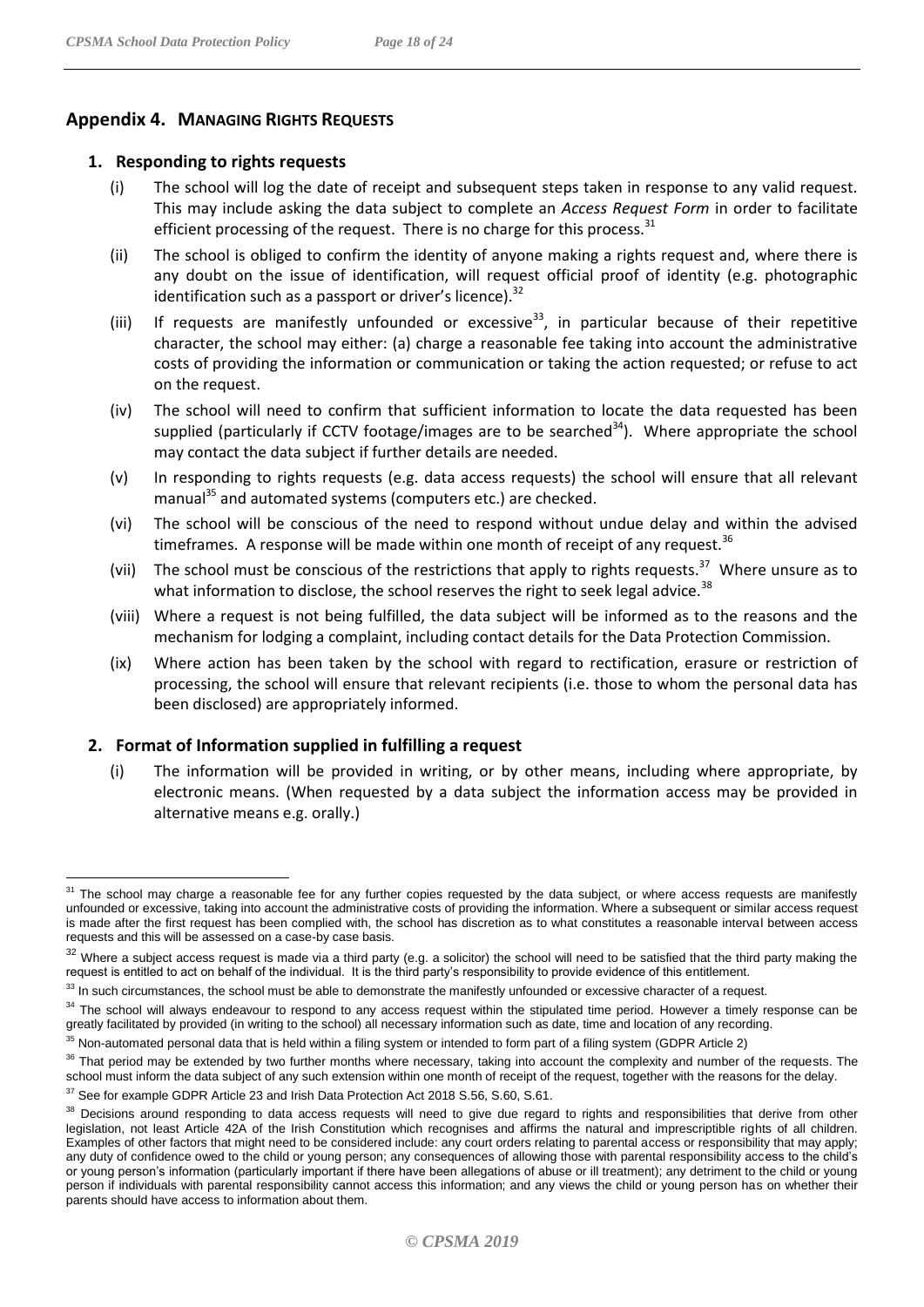## Appendix 4. MANAGING RIGHTS REQUESTS

### 1. Responding to rights requests

(i) The school will log the date of receipt and subsequent steps taken in response to any valid request. This may include asking the data subject to complete an *Access Request Form* in order to facilitate efficient processing of the request. There is no charge for this process.[31]

(ii) The school is obliged to confirm the identity of anyone making a rights request and, where there is any doubt on the issue of identification, will request official proof of identity (e.g. photographic identification such as a passport or driver's licence).[32]

(iii) If requests are manifestly unfounded or excessive[33], in particular because of their repetitive character, the school may either: (a) charge a reasonable fee taking into account the administrative costs of providing the information or communication or taking the action requested; or refuse to act on the request.

(iv) The school will need to confirm that sufficient information to locate the data requested has been supplied (particularly if CCTV footage/images are to be searched[34]). Where appropriate the school may contact the data subject if further details are needed.

(v) In responding to rights requests (e.g. data access requests) the school will ensure that all relevant manual[35] and automated systems (computers etc.) are checked.

(vi) The school will be conscious of the need to respond without undue delay and within the advised timeframes. A response will be made within one month of receipt of any request.[36]

(vii) The school must be conscious of the restrictions that apply to rights requests.[37] Where unsure as to what information to disclose, the school reserves the right to seek legal advice.[38]

(viii) Where a request is not being fulfilled, the data subject will be informed as to the reasons and the mechanism for lodging a complaint, including contact details for the Data Protection Commission.

(ix) Where action has been taken by the school with regard to rectification, erasure or restriction of processing, the school will ensure that relevant recipients (i.e. those to whom the personal data has been disclosed) are appropriately informed.

### 2. Format of Information supplied in fulfilling a request

(i) The information will be provided in writing, or by other means, including where appropriate, by electronic means. (When requested by a data subject the information access may be provided in alternative means e.g. orally.)

---

[31] The school may charge a reasonable fee for any further copies requested by the data subject, or where access requests are manifestly unfounded or excessive, taking into account the administrative costs of providing the information. Where a subsequent or similar access request is made after the first request has been complied with, the school has discretion as to what constitutes a reasonable interval between access requests and this will be assessed on a case-by case basis.

[32] Where a subject access request is made via a third party (e.g. a solicitor) the school will need to be satisfied that the third party making the request is entitled to act on behalf of the individual. It is the third party's responsibility to provide evidence of this entitlement.

[33] In such circumstances, the school must be able to demonstrate the manifestly unfounded or excessive character of a request.

[34] The school will always endeavour to respond to any access request within the stipulated time period. However a timely response can be greatly facilitated by provided (in writing to the school) all necessary information such as date, time and location of any recording.

[35] Non-automated personal data that is held within a filing system or intended to form part of a filing system (GDPR Article 2)

[36] That period may be extended by two further months where necessary, taking into account the complexity and number of the requests. The school must inform the data subject of any such extension within one month of receipt of the request, together with the reasons for the delay.

[37] See for example GDPR Article 23 and Irish Data Protection Act 2018 S.56, S.60, S.61.

[38] Decisions around responding to data access requests will need to give due regard to rights and responsibilities that derive from other legislation, not least Article 42A of the Irish Constitution which recognises and affirms the natural and imprescriptible rights of all children. Examples of other factors that might need to be considered include: any court orders relating to parental access or responsibility that may apply; any duty of confidence owed to the child or young person; any consequences of allowing those with parental responsibility access to the child's or young person's information (particularly important if there have been allegations of abuse or ill treatment); any detriment to the child or young person if individuals with parental responsibility cannot access this information; and any views the child or young person has on whether their parents should have access to information about them.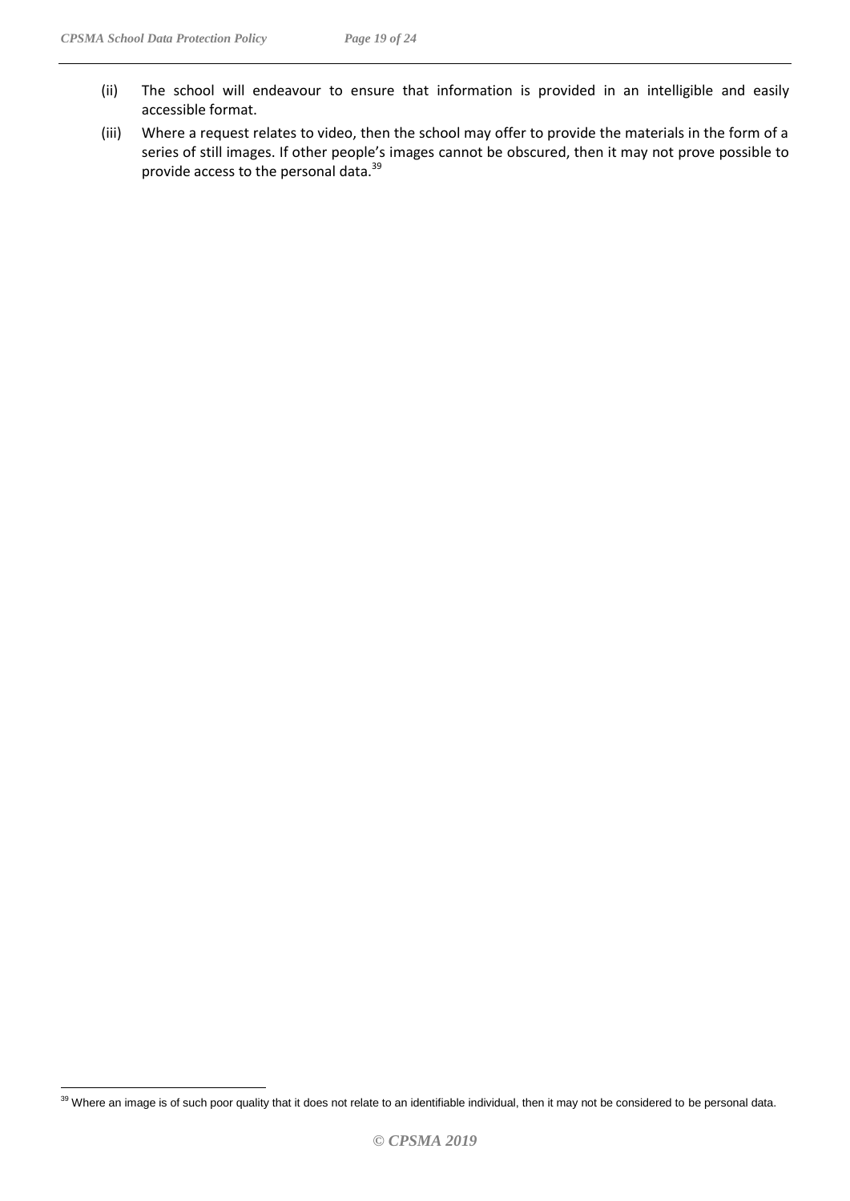(ii) The school will endeavour to ensure that information is provided in an intelligible and easily accessible format.

(iii) Where a request relates to video, then the school may offer to provide the materials in the form of a series of still images. If other people's images cannot be obscured, then it may not prove possible to provide access to the personal data.[39]

---

[39] Where an image is of such poor quality that it does not relate to an identifiable individual, then it may not be considered to be personal data.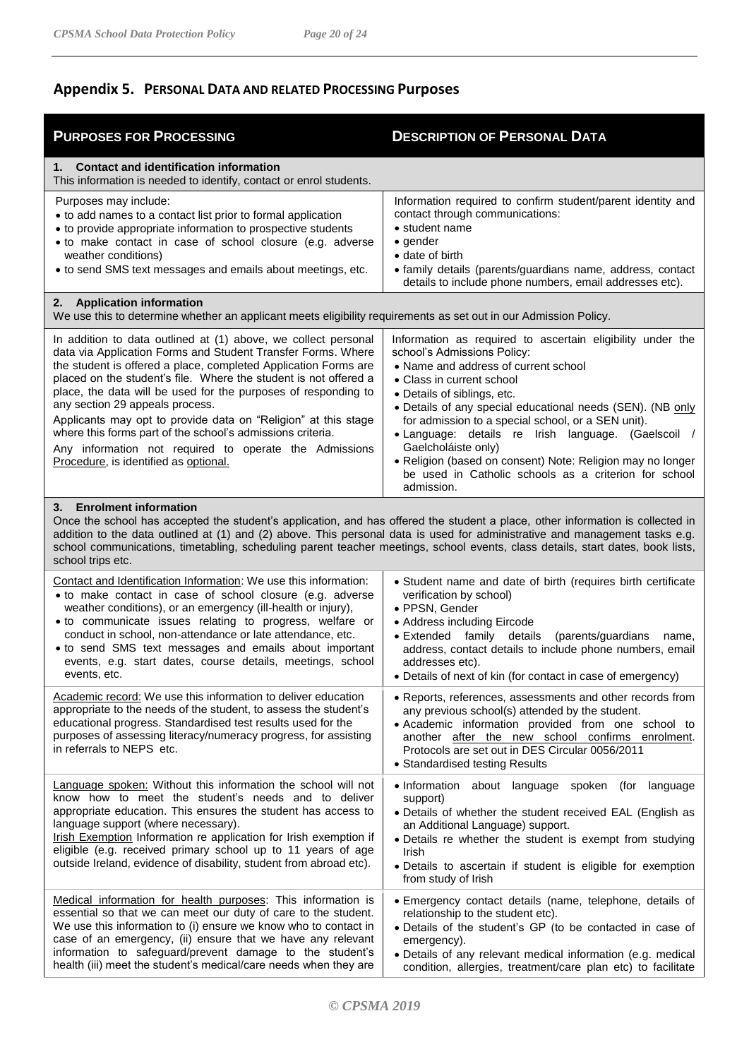## Appendix 5. Personal Data and related Processing Purposes

| **Purposes for Processing** | **Description of Personal Data** |
|---|---|
| **1. Contact and identification information**<br>This information is needed to identify, contact or enrol students. | |
| Purposes may include:<br>• to add names to a contact list prior to formal application<br>• to provide appropriate information to prospective students<br>• to make contact in case of school closure (e.g. adverse weather conditions)<br>• to send SMS text messages and emails about meetings, etc. | Information required to confirm student/parent identity and contact through communications:<br>• student name<br>• gender<br>• date of birth<br>• family details (parents/guardians name, address, contact details to include phone numbers, email addresses etc). |
| **2. Application information**<br>We use this to determine whether an applicant meets eligibility requirements as set out in our Admission Policy. | |
| In addition to data outlined at (1) above, we collect personal data via Application Forms and Student Transfer Forms. Where the student is offered a place, completed Application Forms are placed on the student's file. Where the student is not offered a place, the data will be used for the purposes of responding to any section 29 appeals process.<br>Applicants may opt to provide data on "Religion" at this stage where this forms part of the school's admissions criteria.<br>Any information not required to operate the Admissions Procedure, is identified as optional. | Information as required to ascertain eligibility under the school's Admissions Policy:<br>• Name and address of current school<br>• Class in current school<br>• Details of siblings, etc.<br>• Details of any special educational needs (SEN). (NB only for admission to a special school, or a SEN unit).<br>• Language: details re Irish language. (Gaelscoil / Gaelcholáiste only)<br>• Religion (based on consent) Note: Religion may no longer be used in Catholic schools as a criterion for school admission. |
| **3. Enrolment information**<br>Once the school has accepted the student's application, and has offered the student a place, other information is collected in addition to the data outlined at (1) and (2) above. This personal data is used for administrative and management tasks e.g. school communications, timetabling, scheduling parent teacher meetings, school events, class details, start dates, book lists, school trips etc. | |
| Contact and Identification Information: We use this information:<br>• to make contact in case of school closure (e.g. adverse weather conditions), or an emergency (ill-health or injury),<br>• to communicate issues relating to progress, welfare or conduct in school, non-attendance or late attendance, etc.<br>• to send SMS text messages and emails about important events, e.g. start dates, course details, meetings, school events, etc. | • Student name and date of birth (requires birth certificate verification by school)<br>• PPSN, Gender<br>• Address including Eircode<br>• Extended family details (parents/guardians name, address, contact details to include phone numbers, email addresses etc).<br>• Details of next of kin (for contact in case of emergency) |
| Academic record: We use this information to deliver education appropriate to the needs of the student, to assess the student's educational progress. Standardised test results used for the purposes of assessing literacy/numeracy progress, for assisting in referrals to NEPS etc. | • Reports, references, assessments and other records from any previous school(s) attended by the student.<br>• Academic information provided from one school to another after the new school confirms enrolment. Protocols are set out in DES Circular 0056/2011<br>• Standardised testing Results |
| Language spoken: Without this information the school will not know how to meet the student's needs and to deliver appropriate education. This ensures the student has access to language support (where necessary).<br>Irish Exemption Information re application for Irish exemption if eligible (e.g. received primary school up to 11 years of age outside Ireland, evidence of disability, student from abroad etc). | • Information about language spoken (for language support)<br>• Details of whether the student received EAL (English as an Additional Language) support.<br>• Details re whether the student is exempt from studying Irish<br>• Details to ascertain if student is eligible for exemption from study of Irish |
| Medical information for health purposes: This information is essential so that we can meet our duty of care to the student. We use this information to (i) ensure we know who to contact in case of an emergency, (ii) ensure that we have any relevant information to safeguard/prevent damage to the student's health (iii) meet the student's medical/care needs when they are | • Emergency contact details (name, telephone, details of relationship to the student etc).<br>• Details of the student's GP (to be contacted in case of emergency).<br>• Details of any relevant medical information (e.g. medical condition, allergies, treatment/care plan etc) to facilitate |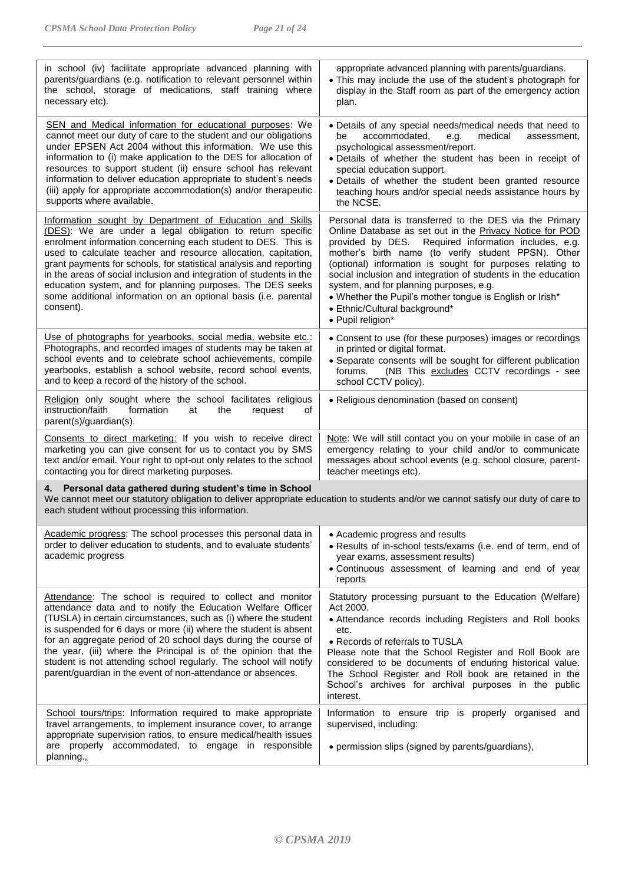| | |
|---|---|
| in school (iv) facilitate appropriate advanced planning with parents/guardians (e.g. notification to relevant personnel within the school, storage of medications, staff training where necessary etc). | appropriate advanced planning with parents/guardians.<br>• This may include the use of the student's photograph for display in the Staff room as part of the emergency action plan. |
| <u>SEN and Medical information for educational purposes</u>: We cannot meet our duty of care to the student and our obligations under EPSEN Act 2004 without this information. We use this information to (i) make application to the DES for allocation of resources to support student (ii) ensure school has relevant information to deliver education appropriate to student's needs (iii) apply for appropriate accommodation(s) and/or therapeutic supports where available. | • Details of any special needs/medical needs that need to be accommodated, e.g. medical assessment, psychological assessment/report.<br>• Details of whether the student has been in receipt of special education support.<br>• Details of whether the student been granted resource teaching hours and/or special needs assistance hours by the NCSE. |
| <u>Information sought by Department of Education and Skills (DES)</u>: We are under a legal obligation to return specific enrolment information concerning each student to DES. This is used to calculate teacher and resource allocation, capitation, grant payments for schools, for statistical analysis and reporting in the areas of social inclusion and integration of students in the education system, and for planning purposes. The DES seeks some additional information on an optional basis (i.e. parental consent). | Personal data is transferred to the DES via the Primary Online Database as set out in the <u>Privacy Notice for POD</u> provided by DES. Required information includes, e.g. mother's birth name (to verify student PPSN). Other (optional) information is sought for purposes relating to social inclusion and integration of students in the education system, and for planning purposes, e.g.<br>• Whether the Pupil's mother tongue is English or Irish*<br>• Ethnic/Cultural background*<br>• Pupil religion* |
| <u>Use of photographs for yearbooks, social media, website etc.</u>: Photographs, and recorded images of students may be taken at school events and to celebrate school achievements, compile yearbooks, establish a school website, record school events, and to keep a record of the history of the school. | • Consent to use (for these purposes) images or recordings in printed or digital format.<br>• Separate consents will be sought for different publication forums. (NB This <u>excludes</u> CCTV recordings - see school CCTV policy). |
| <u>Religion</u> only sought where the school facilitates religious instruction/faith formation at the request of parent(s)/guardian(s). | • Religious denomination (based on consent) |
| <u>Consents to direct marketing:</u> If you wish to receive direct marketing you can give consent for us to contact you by SMS text and/or email. Your right to opt-out only relates to the school contacting you for direct marketing purposes. | <u>Note</u>: We will still contact you on your mobile in case of an emergency relating to your child and/or to communicate messages about school events (e.g. school closure, parent-teacher meetings etc). |
| **4. Personal data gathered during student's time in School**<br>We cannot meet our statutory obligation to deliver appropriate education to students and/or we cannot satisfy our duty of care to each student without processing this information. | |
| <u>Academic progress</u>: The school processes this personal data in order to deliver education to students, and to evaluate students' academic progress | • Academic progress and results<br>• Results of in-school tests/exams (i.e. end of term, end of year exams, assessment results)<br>• Continuous assessment of learning and end of year reports |
| <u>Attendance</u>: The school is required to collect and monitor attendance data and to notify the Education Welfare Officer (TUSLA) in certain circumstances, such as (i) where the student is suspended for 6 days or more (ii) where the student is absent for an aggregate period of 20 school days during the course of the year, (iii) where the Principal is of the opinion that the student is not attending school regularly. The school will notify parent/guardian in the event of non-attendance or absences. | Statutory processing pursuant to the Education (Welfare) Act 2000.<br>• Attendance records including Registers and Roll books etc.<br>• Records of referrals to TUSLA<br>Please note that the School Register and Roll Book are considered to be documents of enduring historical value. The School Register and Roll book are retained in the School's archives for archival purposes in the public interest. |
| <u>School tours/trips</u>: Information required to make appropriate travel arrangements, to implement insurance cover, to arrange appropriate supervision ratios, to ensure medical/health issues are properly accommodated, to engage in responsible planning., | Information to ensure trip is properly organised and supervised, including:<br><br>• permission slips (signed by parents/guardians), |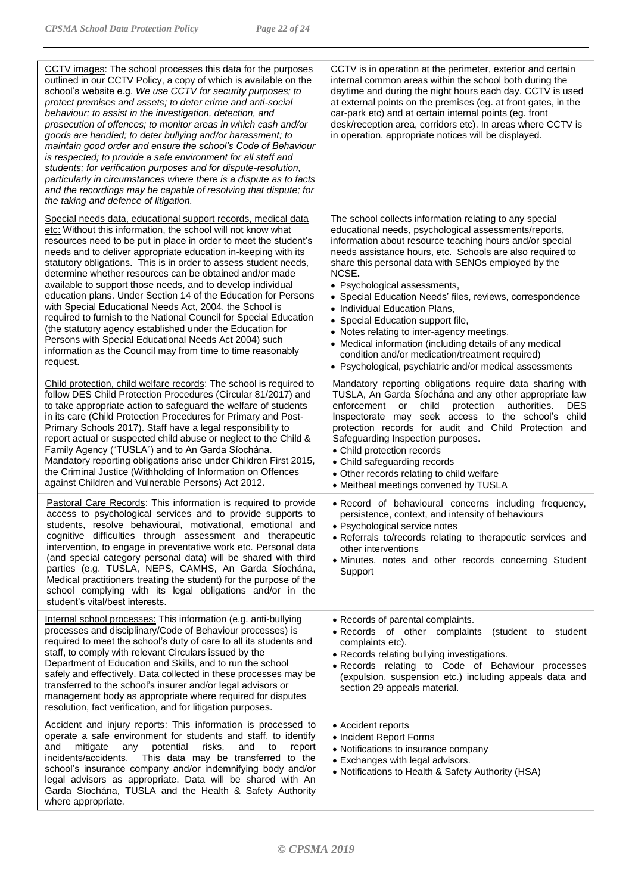| | |
|---|---|
| <u>CCTV images</u>: The school processes this data for the purposes outlined in our CCTV Policy, a copy of which is available on the school's website e.g. *We use CCTV for security purposes; to protect premises and assets; to deter crime and anti-social behaviour; to assist in the investigation, detection, and prosecution of offences; to monitor areas in which cash and/or goods are handled; to deter bullying and/or harassment; to maintain good order and ensure the school's Code of Behaviour is respected; to provide a safe environment for all staff and students; for verification purposes and for dispute-resolution, particularly in circumstances where there is a dispute as to facts and the recordings may be capable of resolving that dispute; for the taking and defence of litigation.* | CCTV is in operation at the perimeter, exterior and certain internal common areas within the school both during the daytime and during the night hours each day. CCTV is used at external points on the premises (eg. at front gates, in the car-park etc) and at certain internal points (eg. front desk/reception area, corridors etc). In areas where CCTV is in operation, appropriate notices will be displayed. |
| <u>Special needs data, educational support records, medical data etc:</u> Without this information, the school will not know what resources need to be put in place in order to meet the student's needs and to deliver appropriate education in-keeping with its statutory obligations. This is in order to assess student needs, determine whether resources can be obtained and/or made available to support those needs, and to develop individual education plans. Under Section 14 of the Education for Persons with Special Educational Needs Act, 2004, the School is required to furnish to the National Council for Special Education (the statutory agency established under the Education for Persons with Special Educational Needs Act 2004) such information as the Council may from time to time reasonably request. | The school collects information relating to any special educational needs, psychological assessments/reports, information about resource teaching hours and/or special needs assistance hours, etc. Schools are also required to share this personal data with SENOs employed by the NCSE.<br>• Psychological assessments,<br>• Special Education Needs' files, reviews, correspondence<br>• Individual Education Plans,<br>• Special Education support file,<br>• Notes relating to inter-agency meetings,<br>• Medical information (including details of any medical condition and/or medication/treatment required)<br>• Psychological, psychiatric and/or medical assessments |
| <u>Child protection, child welfare records</u>: The school is required to follow DES Child Protection Procedures (Circular 81/2017) and to take appropriate action to safeguard the welfare of students in its care (Child Protection Procedures for Primary and Post-Primary Schools 2017). Staff have a legal responsibility to report actual or suspected child abuse or neglect to the Child & Family Agency ("TUSLA") and to An Garda Síochána. Mandatory reporting obligations arise under Children First 2015, the Criminal Justice (Withholding of Information on Offences against Children and Vulnerable Persons) Act 2012**.** | Mandatory reporting obligations require data sharing with TUSLA, An Garda Síochána and any other appropriate law enforcement or child protection authorities. DES Inspectorate may seek access to the school's child protection records for audit and Child Protection and Safeguarding Inspection purposes.<br>• Child protection records<br>• Child safeguarding records<br>• Other records relating to child welfare<br>• Meitheal meetings convened by TUSLA |
| <u>Pastoral Care Records</u>: This information is required to provide access to psychological services and to provide supports to students, resolve behavioural, motivational, emotional and cognitive difficulties through assessment and therapeutic intervention, to engage in preventative work etc. Personal data (and special category personal data) will be shared with third parties (e.g. TUSLA, NEPS, CAMHS, An Garda Síochána, Medical practitioners treating the student) for the purpose of the school complying with its legal obligations and/or in the student's vital/best interests. | • Record of behavioural concerns including frequency, persistence, context, and intensity of behaviours<br>• Psychological service notes<br>• Referrals to/records relating to therapeutic services and other interventions<br>• Minutes, notes and other records concerning Student Support |
| <u>Internal school processes:</u> This information (e.g. anti-bullying processes and disciplinary/Code of Behaviour processes) is required to meet the school's duty of care to all its students and staff, to comply with relevant Circulars issued by the Department of Education and Skills, and to run the school safely and effectively. Data collected in these processes may be transferred to the school's insurer and/or legal advisors or management body as appropriate where required for disputes resolution, fact verification, and for litigation purposes. | • Records of parental complaints.<br>• Records of other complaints (student to student complaints etc).<br>• Records relating bullying investigations.<br>• Records relating to Code of Behaviour processes (expulsion, suspension etc.) including appeals data and section 29 appeals material. |
| <u>Accident and injury reports</u>: This information is processed to operate a safe environment for students and staff, to identify and mitigate any potential risks, and to report incidents/accidents. This data may be transferred to the school's insurance company and/or indemnifying body and/or legal advisors as appropriate. Data will be shared with An Garda Síochána, TUSLA and the Health & Safety Authority where appropriate. | • Accident reports<br>• Incident Report Forms<br>• Notifications to insurance company<br>• Exchanges with legal advisors.<br>• Notifications to Health & Safety Authority (HSA) |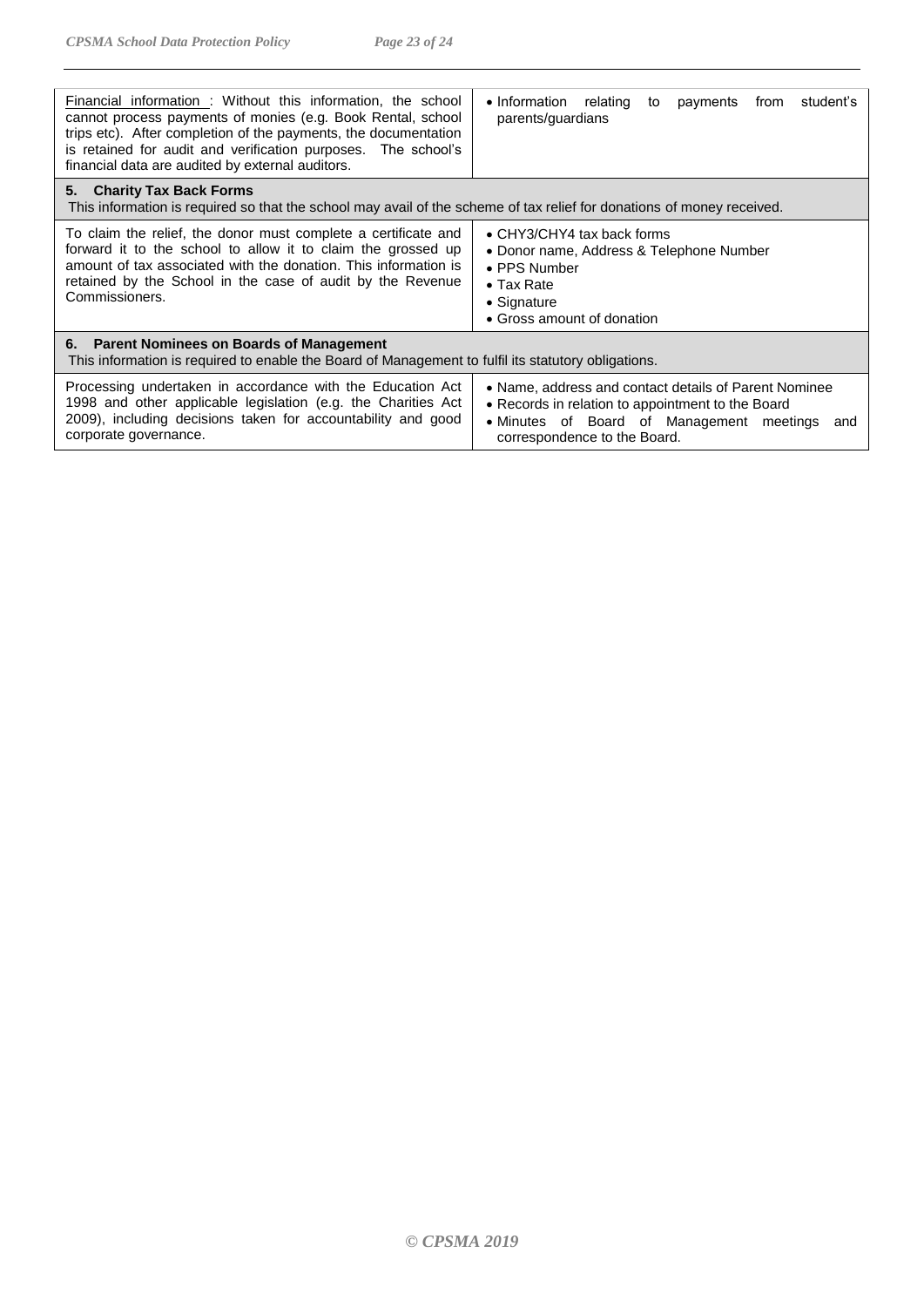| | |
|---|---|
| Financial information : Without this information, the school cannot process payments of monies (e.g. Book Rental, school trips etc). After completion of the payments, the documentation is retained for audit and verification purposes. The school's financial data are audited by external auditors. | • Information relating to payments from student's parents/guardians |
| **5. Charity Tax Back Forms**<br>This information is required so that the school may avail of the scheme of tax relief for donations of money received. | |
| To claim the relief, the donor must complete a certificate and forward it to the school to allow it to claim the grossed up amount of tax associated with the donation. This information is retained by the School in the case of audit by the Revenue Commissioners. | • CHY3/CHY4 tax back forms<br>• Donor name, Address & Telephone Number<br>• PPS Number<br>• Tax Rate<br>• Signature<br>• Gross amount of donation |
| **6. Parent Nominees on Boards of Management**<br>This information is required to enable the Board of Management to fulfil its statutory obligations. | |
| Processing undertaken in accordance with the Education Act 1998 and other applicable legislation (e.g. the Charities Act 2009), including decisions taken for accountability and good corporate governance. | • Name, address and contact details of Parent Nominee<br>• Records in relation to appointment to the Board<br>• Minutes of Board of Management meetings and correspondence to the Board. |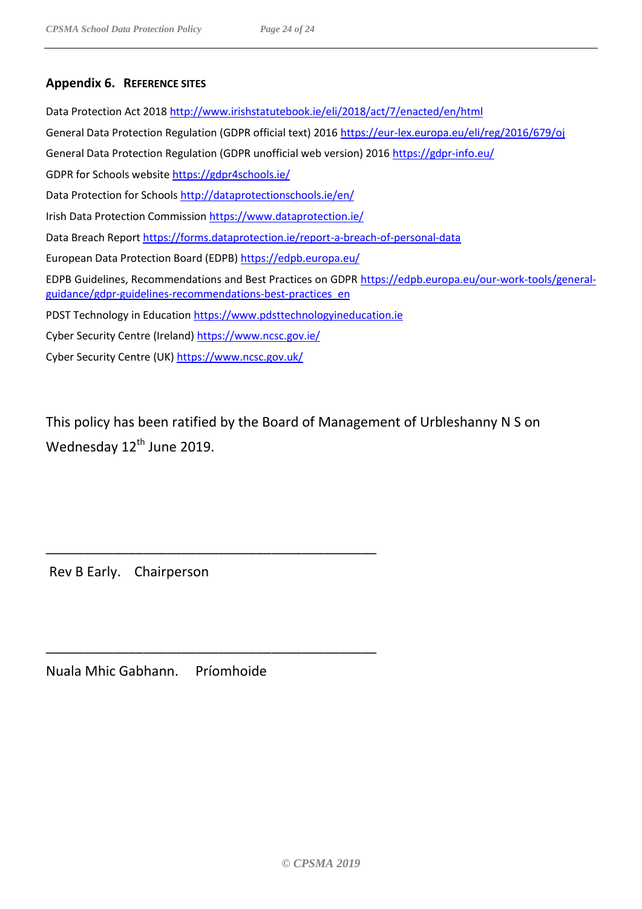## Appendix 6. Reference Sites

Data Protection Act 2018 http://www.irishstatutebook.ie/eli/2018/act/7/enacted/en/html

General Data Protection Regulation (GDPR official text) 2016 https://eur-lex.europa.eu/eli/reg/2016/679/oj

General Data Protection Regulation (GDPR unofficial web version) 2016 https://gdpr-info.eu/

GDPR for Schools website https://gdpr4schools.ie/

Data Protection for Schools http://dataprotectionschools.ie/en/

Irish Data Protection Commission https://www.dataprotection.ie/

Data Breach Report https://forms.dataprotection.ie/report-a-breach-of-personal-data

European Data Protection Board (EDPB) https://edpb.europa.eu/

EDPB Guidelines, Recommendations and Best Practices on GDPR https://edpb.europa.eu/our-work-tools/general-guidance/gdpr-guidelines-recommendations-best-practices_en

PDST Technology in Education https://www.pdsttechnologyineducation.ie

Cyber Security Centre (Ireland) https://www.ncsc.gov.ie/

Cyber Security Centre (UK) https://www.ncsc.gov.uk/

This policy has been ratified by the Board of Management of Urbleshanny N S on Wednesday 12th June 2019.

\_\_\_\_\_\_\_\_\_\_\_\_\_\_\_\_\_\_\_\_\_\_\_\_\_\_\_\_\_\_\_\_\_\_\_\_\_\_\_\_\_\_\_\_

Rev B Early. Chairperson

\_\_\_\_\_\_\_\_\_\_\_\_\_\_\_\_\_\_\_\_\_\_\_\_\_\_\_\_\_\_\_\_\_\_\_\_\_\_\_\_\_\_\_\_

Nuala Mhic Gabhann. Príomhoide

© CPSMA 2019